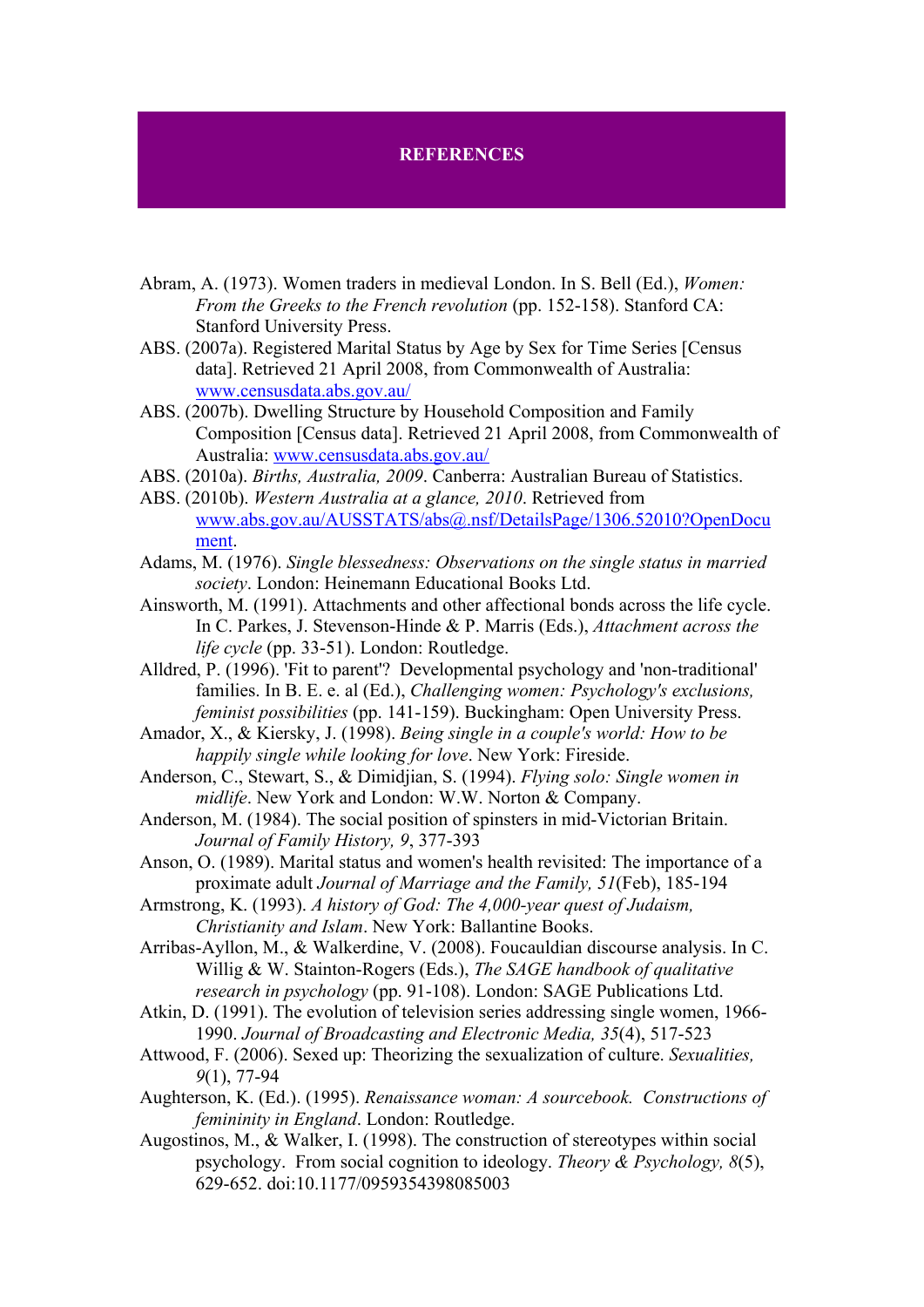# REFERENCES

Abram, A. (1973). Women traders in medieval London. In S. Bell (Ed.), *Women: From the Greeks to the French revolution* (pp. 152-158). Stanford CA: Stanford University Press.

ABS. (2007a). Registered Marital Status by Age by Sex for Time Series [Census data]. Retrieved 21 April 2008, from Commonwealth of Australia: www.censusdata.abs.gov.au/

ABS. (2007b). Dwelling Structure by Household Composition and Family Composition [Census data]. Retrieved 21 April 2008, from Commonwealth of Australia: www.censusdata.abs.gov.au/

ABS. (2010a). *Births, Australia, 2009*. Canberra: Australian Bureau of Statistics.

ABS. (2010b). *Western Australia at a glance, 2010*. Retrieved from www.abs.gov.au/AUSSTATS/abs@.nsf/DetailsPage/1306.52010?OpenDocument.

Adams, M. (1976). *Single blessedness: Observations on the single status in married society*. London: Heinemann Educational Books Ltd.

Ainsworth, M. (1991). Attachments and other affectional bonds across the life cycle. In C. Parkes, J. Stevenson-Hinde & P. Marris (Eds.), *Attachment across the life cycle* (pp. 33-51). London: Routledge.

Alldred, P. (1996). 'Fit to parent'? Developmental psychology and 'non-traditional' families. In B. E. e. al (Ed.), *Challenging women: Psychology's exclusions, feminist possibilities* (pp. 141-159). Buckingham: Open University Press.

Amador, X., & Kiersky, J. (1998). *Being single in a couple's world: How to be happily single while looking for love*. New York: Fireside.

Anderson, C., Stewart, S., & Dimidjian, S. (1994). *Flying solo: Single women in midlife*. New York and London: W.W. Norton & Company.

Anderson, M. (1984). The social position of spinsters in mid-Victorian Britain. *Journal of Family History, 9*, 377-393

Anson, O. (1989). Marital status and women's health revisited: The importance of a proximate adult *Journal of Marriage and the Family, 51*(Feb), 185-194

Armstrong, K. (1993). *A history of God: The 4,000-year quest of Judaism, Christianity and Islam*. New York: Ballantine Books.

Arribas-Ayllon, M., & Walkerdine, V. (2008). Foucauldian discourse analysis. In C. Willig & W. Stainton-Rogers (Eds.), *The SAGE handbook of qualitative research in psychology* (pp. 91-108). London: SAGE Publications Ltd.

Atkin, D. (1991). The evolution of television series addressing single women, 1966-1990. *Journal of Broadcasting and Electronic Media, 35*(4), 517-523

Attwood, F. (2006). Sexed up: Theorizing the sexualization of culture. *Sexualities, 9*(1), 77-94

Aughterson, K. (Ed.). (1995). *Renaissance woman: A sourcebook. Constructions of femininity in England*. London: Routledge.

Augostinos, M., & Walker, I. (1998). The construction of stereotypes within social psychology. From social cognition to ideology. *Theory & Psychology, 8*(5), 629-652. doi:10.1177/0959354398085003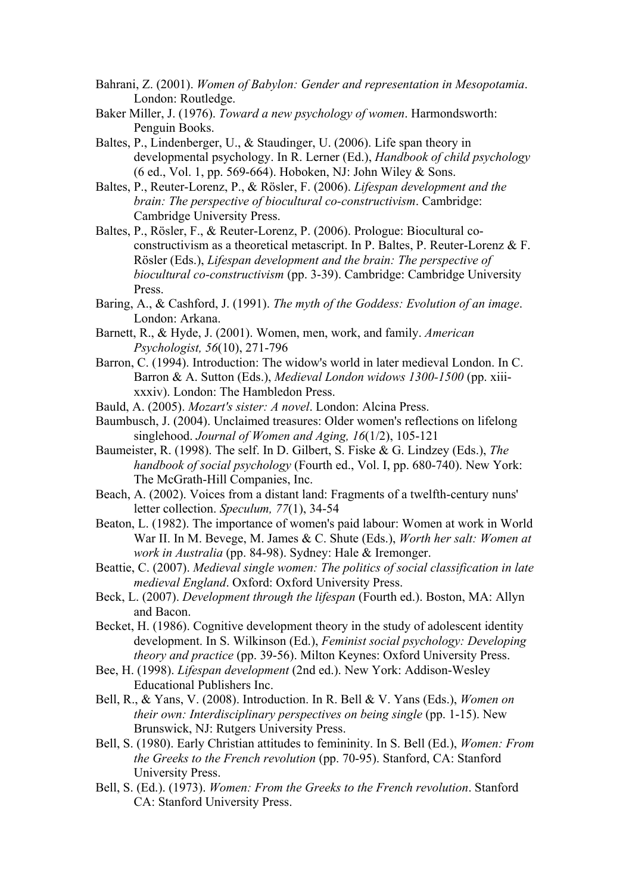Bahrani, Z. (2001). *Women of Babylon: Gender and representation in Mesopotamia*. London: Routledge.

Baker Miller, J. (1976). *Toward a new psychology of women*. Harmondsworth: Penguin Books.

Baltes, P., Lindenberger, U., & Staudinger, U. (2006). Life span theory in developmental psychology. In R. Lerner (Ed.), *Handbook of child psychology* (6 ed., Vol. 1, pp. 569-664). Hoboken, NJ: John Wiley & Sons.

Baltes, P., Reuter-Lorenz, P., & Rösler, F. (2006). *Lifespan development and the brain: The perspective of biocultural co-constructivism*. Cambridge: Cambridge University Press.

Baltes, P., Rösler, F., & Reuter-Lorenz, P. (2006). Prologue: Biocultural co-constructivism as a theoretical metascript. In P. Baltes, P. Reuter-Lorenz & F. Rösler (Eds.), *Lifespan development and the brain: The perspective of biocultural co-constructivism* (pp. 3-39). Cambridge: Cambridge University Press.

Baring, A., & Cashford, J. (1991). *The myth of the Goddess: Evolution of an image*. London: Arkana.

Barnett, R., & Hyde, J. (2001). Women, men, work, and family. *American Psychologist, 56*(10), 271-796

Barron, C. (1994). Introduction: The widow's world in later medieval London. In C. Barron & A. Sutton (Eds.), *Medieval London widows 1300-1500* (pp. xiii-xxxiv). London: The Hambledon Press.

Bauld, A. (2005). *Mozart's sister: A novel*. London: Alcina Press.

Baumbusch, J. (2004). Unclaimed treasures: Older women's reflections on lifelong singlehood. *Journal of Women and Aging, 16*(1/2), 105-121

Baumeister, R. (1998). The self. In D. Gilbert, S. Fiske & G. Lindzey (Eds.), *The handbook of social psychology* (Fourth ed., Vol. I, pp. 680-740). New York: The McGrath-Hill Companies, Inc.

Beach, A. (2002). Voices from a distant land: Fragments of a twelfth-century nuns' letter collection. *Speculum, 77*(1), 34-54

Beaton, L. (1982). The importance of women's paid labour: Women at work in World War II. In M. Bevege, M. James & C. Shute (Eds.), *Worth her salt: Women at work in Australia* (pp. 84-98). Sydney: Hale & Iremonger.

Beattie, C. (2007). *Medieval single women: The politics of social classification in late medieval England*. Oxford: Oxford University Press.

Beck, L. (2007). *Development through the lifespan* (Fourth ed.). Boston, MA: Allyn and Bacon.

Becket, H. (1986). Cognitive development theory in the study of adolescent identity development. In S. Wilkinson (Ed.), *Feminist social psychology: Developing theory and practice* (pp. 39-56). Milton Keynes: Oxford University Press.

Bee, H. (1998). *Lifespan development* (2nd ed.). New York: Addison-Wesley Educational Publishers Inc.

Bell, R., & Yans, V. (2008). Introduction. In R. Bell & V. Yans (Eds.), *Women on their own: Interdisciplinary perspectives on being single* (pp. 1-15). New Brunswick, NJ: Rutgers University Press.

Bell, S. (1980). Early Christian attitudes to femininity. In S. Bell (Ed.), *Women: From the Greeks to the French revolution* (pp. 70-95). Stanford, CA: Stanford University Press.

Bell, S. (Ed.). (1973). *Women: From the Greeks to the French revolution*. Stanford CA: Stanford University Press.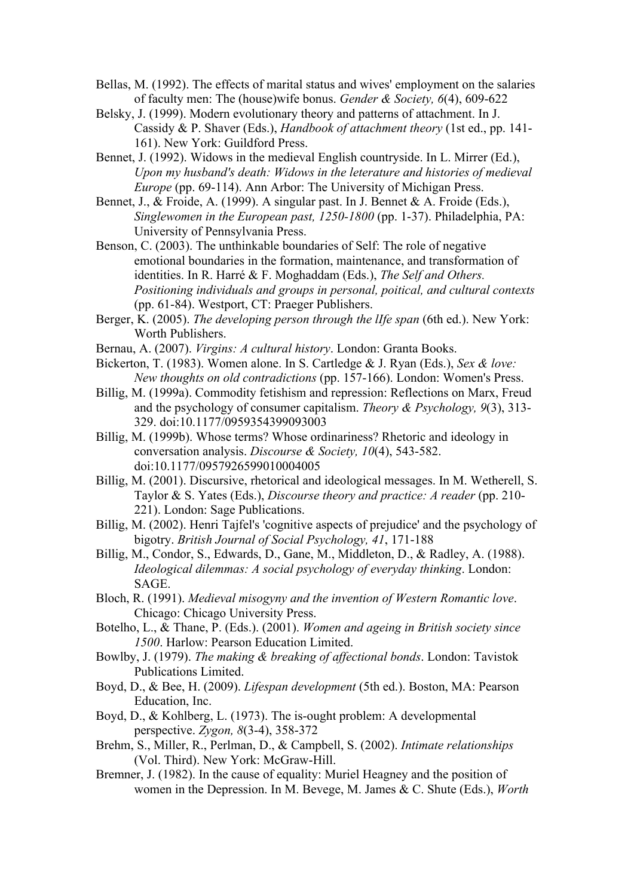Bellas, M. (1992). The effects of marital status and wives' employment on the salaries of faculty men: The (house)wife bonus. *Gender & Society, 6*(4), 609-622

Belsky, J. (1999). Modern evolutionary theory and patterns of attachment. In J. Cassidy & P. Shaver (Eds.), *Handbook of attachment theory* (1st ed., pp. 141-161). New York: Guildford Press.

Bennet, J. (1992). Widows in the medieval English countryside. In L. Mirrer (Ed.), *Upon my husband's death: Widows in the leterature and histories of medieval Europe* (pp. 69-114). Ann Arbor: The University of Michigan Press.

Bennet, J., & Froide, A. (1999). A singular past. In J. Bennet & A. Froide (Eds.), *Singlewomen in the European past, 1250-1800* (pp. 1-37). Philadelphia, PA: University of Pennsylvania Press.

Benson, C. (2003). The unthinkable boundaries of Self: The role of negative emotional boundaries in the formation, maintenance, and transformation of identities. In R. Harré & F. Moghaddam (Eds.), *The Self and Others. Positioning individuals and groups in personal, poitical, and cultural contexts* (pp. 61-84). Westport, CT: Praeger Publishers.

Berger, K. (2005). *The developing person through the lIfe span* (6th ed.). New York: Worth Publishers.

Bernau, A. (2007). *Virgins: A cultural history*. London: Granta Books.

Bickerton, T. (1983). Women alone. In S. Cartledge & J. Ryan (Eds.), *Sex & love: New thoughts on old contradictions* (pp. 157-166). London: Women's Press.

Billig, M. (1999a). Commodity fetishism and repression: Reflections on Marx, Freud and the psychology of consumer capitalism. *Theory & Psychology, 9*(3), 313-329. doi:10.1177/0959354399093003

Billig, M. (1999b). Whose terms? Whose ordinariness? Rhetoric and ideology in conversation analysis. *Discourse & Society, 10*(4), 543-582. doi:10.1177/0957926599010004005

Billig, M. (2001). Discursive, rhetorical and ideological messages. In M. Wetherell, S. Taylor & S. Yates (Eds.), *Discourse theory and practice: A reader* (pp. 210-221). London: Sage Publications.

Billig, M. (2002). Henri Tajfel's 'cognitive aspects of prejudice' and the psychology of bigotry. *British Journal of Social Psychology, 41*, 171-188

Billig, M., Condor, S., Edwards, D., Gane, M., Middleton, D., & Radley, A. (1988). *Ideological dilemmas: A social psychology of everyday thinking*. London: SAGE.

Bloch, R. (1991). *Medieval misogyny and the invention of Western Romantic love*. Chicago: Chicago University Press.

Botelho, L., & Thane, P. (Eds.). (2001). *Women and ageing in British society since 1500*. Harlow: Pearson Education Limited.

Bowlby, J. (1979). *The making & breaking of affectional bonds*. London: Tavistok Publications Limited.

Boyd, D., & Bee, H. (2009). *Lifespan development* (5th ed.). Boston, MA: Pearson Education, Inc.

Boyd, D., & Kohlberg, L. (1973). The is-ought problem: A developmental perspective. *Zygon, 8*(3-4), 358-372

Brehm, S., Miller, R., Perlman, D., & Campbell, S. (2002). *Intimate relationships* (Vol. Third). New York: McGraw-Hill.

Bremner, J. (1982). In the cause of equality: Muriel Heagney and the position of women in the Depression. In M. Bevege, M. James & C. Shute (Eds.), *Worth*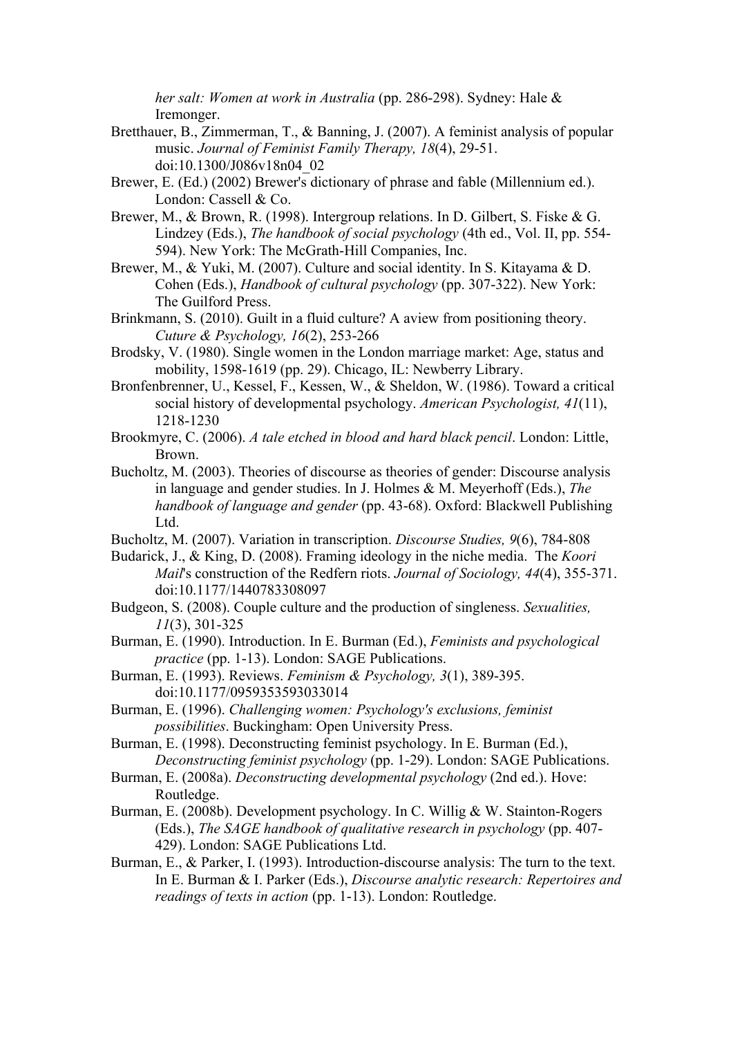*her salt: Women at work in Australia* (pp. 286-298). Sydney: Hale & Iremonger.

Bretthauer, B., Zimmerman, T., & Banning, J. (2007). A feminist analysis of popular music. *Journal of Feminist Family Therapy, 18*(4), 29-51. doi:10.1300/J086v18n04_02

Brewer, E. (Ed.) (2002) Brewer's dictionary of phrase and fable (Millennium ed.). London: Cassell & Co.

Brewer, M., & Brown, R. (1998). Intergroup relations. In D. Gilbert, S. Fiske & G. Lindzey (Eds.), *The handbook of social psychology* (4th ed., Vol. II, pp. 554-594). New York: The McGrath-Hill Companies, Inc.

Brewer, M., & Yuki, M. (2007). Culture and social identity. In S. Kitayama & D. Cohen (Eds.), *Handbook of cultural psychology* (pp. 307-322). New York: The Guilford Press.

Brinkmann, S. (2010). Guilt in a fluid culture? A aview from positioning theory. *Cuture & Psychology, 16*(2), 253-266

Brodsky, V. (1980). Single women in the London marriage market: Age, status and mobility, 1598-1619 (pp. 29). Chicago, IL: Newberry Library.

Bronfenbrenner, U., Kessel, F., Kessen, W., & Sheldon, W. (1986). Toward a critical social history of developmental psychology. *American Psychologist, 41*(11), 1218-1230

Brookmyre, C. (2006). *A tale etched in blood and hard black pencil*. London: Little, Brown.

Bucholtz, M. (2003). Theories of discourse as theories of gender: Discourse analysis in language and gender studies. In J. Holmes & M. Meyerhoff (Eds.), *The handbook of language and gender* (pp. 43-68). Oxford: Blackwell Publishing Ltd.

Bucholtz, M. (2007). Variation in transcription. *Discourse Studies, 9*(6), 784-808

Budarick, J., & King, D. (2008). Framing ideology in the niche media. The *Koori Mail*'s construction of the Redfern riots. *Journal of Sociology, 44*(4), 355-371. doi:10.1177/1440783308097

Budgeon, S. (2008). Couple culture and the production of singleness. *Sexualities, 11*(3), 301-325

Burman, E. (1990). Introduction. In E. Burman (Ed.), *Feminists and psychological practice* (pp. 1-13). London: SAGE Publications.

Burman, E. (1993). Reviews. *Feminism & Psychology, 3*(1), 389-395. doi:10.1177/0959353593033014

Burman, E. (1996). *Challenging women: Psychology's exclusions, feminist possibilities*. Buckingham: Open University Press.

Burman, E. (1998). Deconstructing feminist psychology. In E. Burman (Ed.), *Deconstructing feminist psychology* (pp. 1-29). London: SAGE Publications.

Burman, E. (2008a). *Deconstructing developmental psychology* (2nd ed.). Hove: Routledge.

Burman, E. (2008b). Development psychology. In C. Willig & W. Stainton-Rogers (Eds.), *The SAGE handbook of qualitative research in psychology* (pp. 407-429). London: SAGE Publications Ltd.

Burman, E., & Parker, I. (1993). Introduction-discourse analysis: The turn to the text. In E. Burman & I. Parker (Eds.), *Discourse analytic research: Repertoires and readings of texts in action* (pp. 1-13). London: Routledge.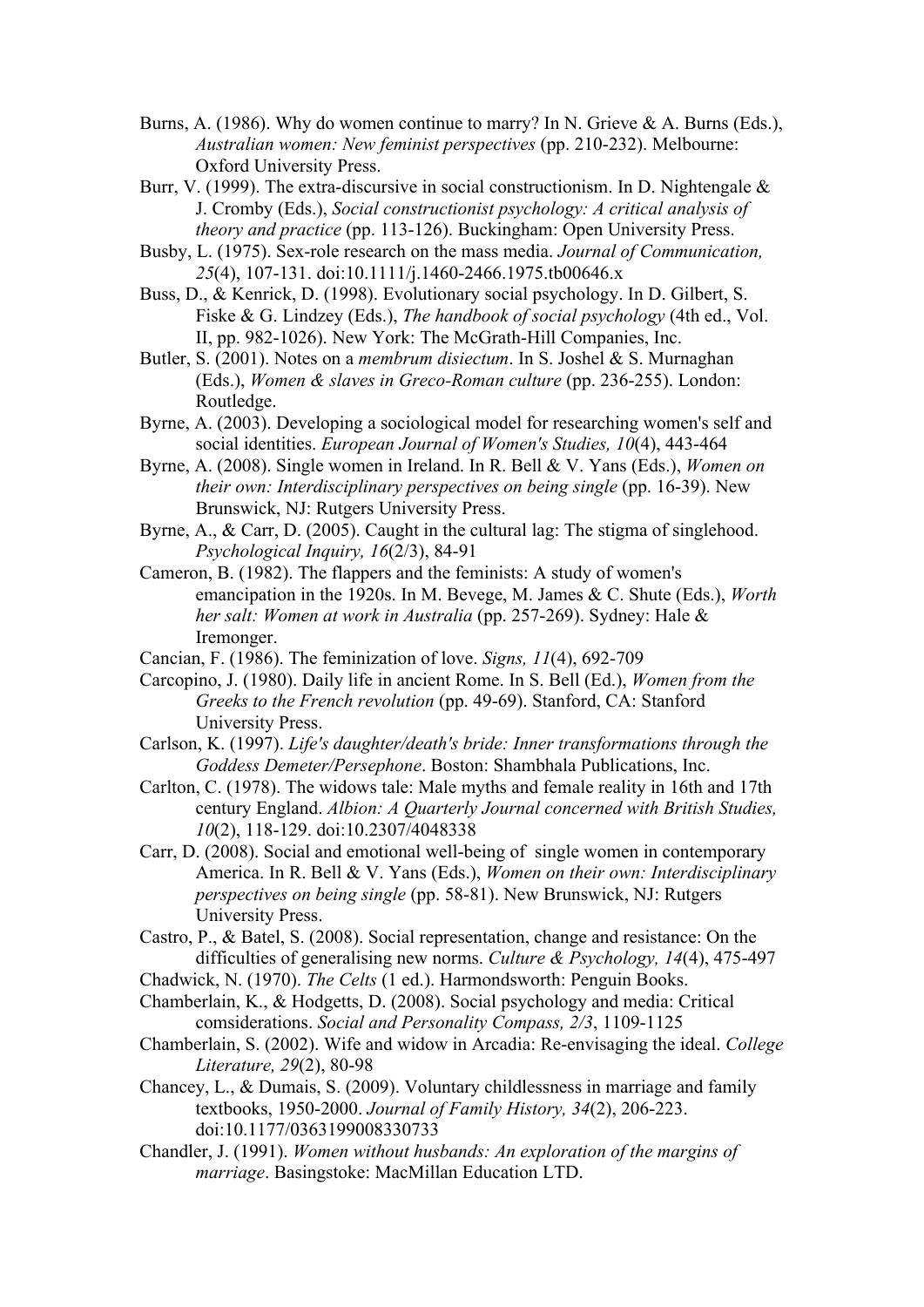Burns, A. (1986). Why do women continue to marry? In N. Grieve & A. Burns (Eds.), *Australian women: New feminist perspectives* (pp. 210-232). Melbourne: Oxford University Press.

Burr, V. (1999). The extra-discursive in social constructionism. In D. Nightengale & J. Cromby (Eds.), *Social constructionist psychology: A critical analysis of theory and practice* (pp. 113-126). Buckingham: Open University Press.

Busby, L. (1975). Sex-role research on the mass media. *Journal of Communication, 25*(4), 107-131. doi:10.1111/j.1460-2466.1975.tb00646.x

Buss, D., & Kenrick, D. (1998). Evolutionary social psychology. In D. Gilbert, S. Fiske & G. Lindzey (Eds.), *The handbook of social psychology* (4th ed., Vol. II, pp. 982-1026). New York: The McGrath-Hill Companies, Inc.

Butler, S. (2001). Notes on a *membrum disiectum*. In S. Joshel & S. Murnaghan (Eds.), *Women & slaves in Greco-Roman culture* (pp. 236-255). London: Routledge.

Byrne, A. (2003). Developing a sociological model for researching women's self and social identities. *European Journal of Women's Studies, 10*(4), 443-464

Byrne, A. (2008). Single women in Ireland. In R. Bell & V. Yans (Eds.), *Women on their own: Interdisciplinary perspectives on being single* (pp. 16-39). New Brunswick, NJ: Rutgers University Press.

Byrne, A., & Carr, D. (2005). Caught in the cultural lag: The stigma of singlehood. *Psychological Inquiry, 16*(2/3), 84-91

Cameron, B. (1982). The flappers and the feminists: A study of women's emancipation in the 1920s. In M. Bevege, M. James & C. Shute (Eds.), *Worth her salt: Women at work in Australia* (pp. 257-269). Sydney: Hale & Iremonger.

Cancian, F. (1986). The feminization of love. *Signs, 11*(4), 692-709

Carcopino, J. (1980). Daily life in ancient Rome. In S. Bell (Ed.), *Women from the Greeks to the French revolution* (pp. 49-69). Stanford, CA: Stanford University Press.

Carlson, K. (1997). *Life's daughter/death's bride: Inner transformations through the Goddess Demeter/Persephone*. Boston: Shambhala Publications, Inc.

Carlton, C. (1978). The widows tale: Male myths and female reality in 16th and 17th century England. *Albion: A Quarterly Journal concerned with British Studies, 10*(2), 118-129. doi:10.2307/4048338

Carr, D. (2008). Social and emotional well-being of single women in contemporary America. In R. Bell & V. Yans (Eds.), *Women on their own: Interdisciplinary perspectives on being single* (pp. 58-81). New Brunswick, NJ: Rutgers University Press.

Castro, P., & Batel, S. (2008). Social representation, change and resistance: On the difficulties of generalising new norms. *Culture & Psychology, 14*(4), 475-497

Chadwick, N. (1970). *The Celts* (1 ed.). Harmondsworth: Penguin Books.

Chamberlain, K., & Hodgetts, D. (2008). Social psychology and media: Critical comsiderations. *Social and Personality Compass, 2/3*, 1109-1125

Chamberlain, S. (2002). Wife and widow in Arcadia: Re-envisaging the ideal. *College Literature, 29*(2), 80-98

Chancey, L., & Dumais, S. (2009). Voluntary childlessness in marriage and family textbooks, 1950-2000. *Journal of Family History, 34*(2), 206-223. doi:10.1177/0363199008330733

Chandler, J. (1991). *Women without husbands: An exploration of the margins of marriage*. Basingstoke: MacMillan Education LTD.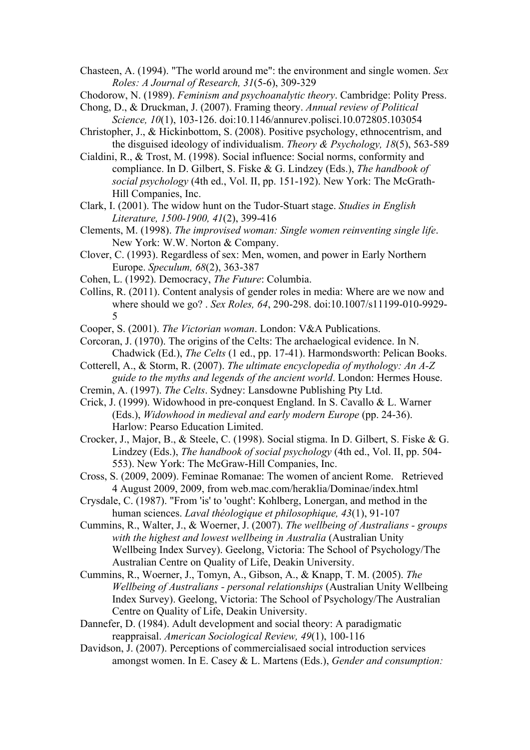Chasteen, A. (1994). "The world around me": the environment and single women. *Sex Roles: A Journal of Research, 31*(5-6), 309-329

Chodorow, N. (1989). *Feminism and psychoanalytic theory*. Cambridge: Polity Press.

Chong, D., & Druckman, J. (2007). Framing theory. *Annual review of Political Science, 10*(1), 103-126. doi:10.1146/annurev.polisci.10.072805.103054

Christopher, J., & Hickinbottom, S. (2008). Positive psychology, ethnocentrism, and the disguised ideology of individualism. *Theory & Psychology, 18*(5), 563-589

Cialdini, R., & Trost, M. (1998). Social influence: Social norms, conformity and compliance. In D. Gilbert, S. Fiske & G. Lindzey (Eds.), *The handbook of social psychology* (4th ed., Vol. II, pp. 151-192). New York: The McGrath-Hill Companies, Inc.

Clark, I. (2001). The widow hunt on the Tudor-Stuart stage. *Studies in English Literature, 1500-1900, 41*(2), 399-416

Clements, M. (1998). *The improvised woman: Single women reinventing single life*. New York: W.W. Norton & Company.

Clover, C. (1993). Regardless of sex: Men, women, and power in Early Northern Europe. *Speculum, 68*(2), 363-387

Cohen, L. (1992). Democracy, *The Future*: Columbia.

Collins, R. (2011). Content analysis of gender roles in media: Where are we now and where should we go? . *Sex Roles, 64*, 290-298. doi:10.1007/s11199-010-9929-5

Cooper, S. (2001). *The Victorian woman*. London: V&A Publications.

Corcoran, J. (1970). The origins of the Celts: The archaelogical evidence. In N. Chadwick (Ed.), *The Celts* (1 ed., pp. 17-41). Harmondsworth: Pelican Books.

Cotterell, A., & Storm, R. (2007). *The ultimate encyclopedia of mythology: An A-Z guide to the myths and legends of the ancient world*. London: Hermes House.

Cremin, A. (1997). *The Celts*. Sydney: Lansdowne Publishing Pty Ltd.

Crick, J. (1999). Widowhood in pre-conquest England. In S. Cavallo & L. Warner (Eds.), *Widowhood in medieval and early modern Europe* (pp. 24-36). Harlow: Pearso Education Limited.

Crocker, J., Major, B., & Steele, C. (1998). Social stigma. In D. Gilbert, S. Fiske & G. Lindzey (Eds.), *The handbook of social psychology* (4th ed., Vol. II, pp. 504-553). New York: The McGraw-Hill Companies, Inc.

Cross, S. (2009, 2009). Feminae Romanae: The women of ancient Rome. Retrieved 4 August 2009, 2009, from web.mac.com/heraklia/Dominae/index.html

Crysdale, C. (1987). "From 'is' to 'ought': Kohlberg, Lonergan, and method in the human sciences. *Laval théologique et philosophique, 43*(1), 91-107

Cummins, R., Walter, J., & Woerner, J. (2007). *The wellbeing of Australians - groups with the highest and lowest wellbeing in Australia* (Australian Unity Wellbeing Index Survey). Geelong, Victoria: The School of Psychology/The Australian Centre on Quality of Life, Deakin University.

Cummins, R., Woerner, J., Tomyn, A., Gibson, A., & Knapp, T. M. (2005). *The Wellbeing of Australians - personal relationships* (Australian Unity Wellbeing Index Survey). Geelong, Victoria: The School of Psychology/The Australian Centre on Quality of Life, Deakin University.

Dannefer, D. (1984). Adult development and social theory: A paradigmatic reappraisal. *American Sociological Review, 49*(1), 100-116

Davidson, J. (2007). Perceptions of commercialisaed social introduction services amongst women. In E. Casey & L. Martens (Eds.), *Gender and consumption:*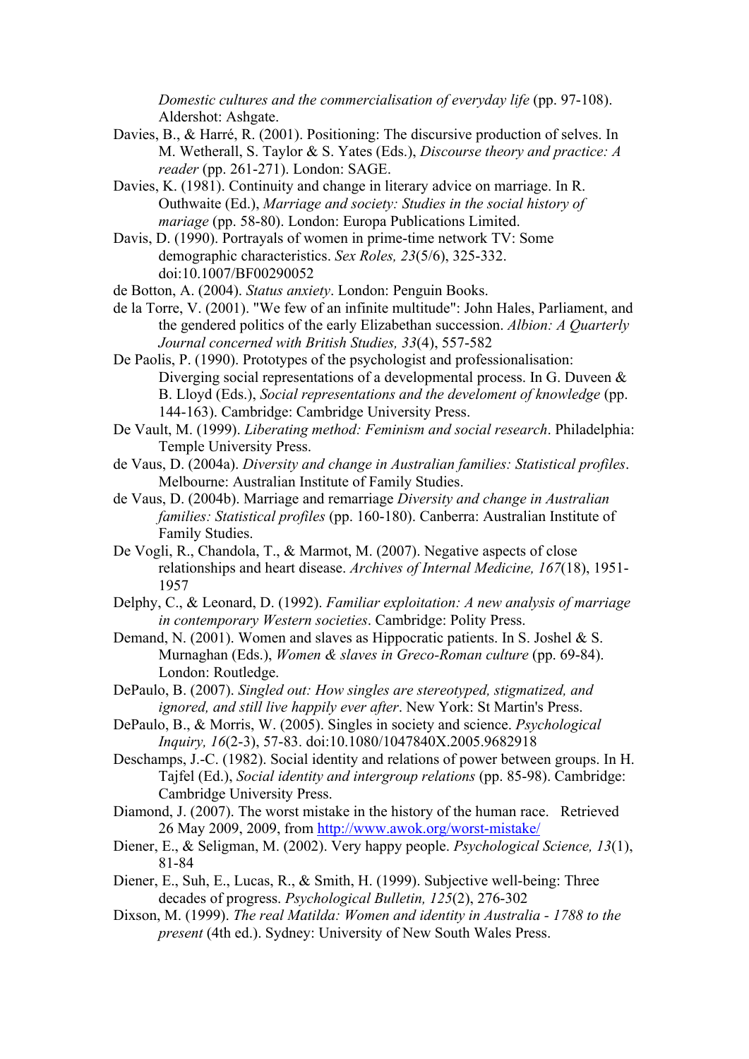*Domestic cultures and the commercialisation of everyday life* (pp. 97-108). Aldershot: Ashgate.

Davies, B., & Harré, R. (2001). Positioning: The discursive production of selves. In M. Wetherall, S. Taylor & S. Yates (Eds.), *Discourse theory and practice: A reader* (pp. 261-271). London: SAGE.

Davies, K. (1981). Continuity and change in literary advice on marriage. In R. Outhwaite (Ed.), *Marriage and society: Studies in the social history of mariage* (pp. 58-80). London: Europa Publications Limited.

Davis, D. (1990). Portrayals of women in prime-time network TV: Some demographic characteristics. *Sex Roles, 23*(5/6), 325-332. doi:10.1007/BF00290052

de Botton, A. (2004). *Status anxiety*. London: Penguin Books.

de la Torre, V. (2001). "We few of an infinite multitude": John Hales, Parliament, and the gendered politics of the early Elizabethan succession. *Albion: A Quarterly Journal concerned with British Studies, 33*(4), 557-582

De Paolis, P. (1990). Prototypes of the psychologist and professionalisation: Diverging social representations of a developmental process. In G. Duveen & B. Lloyd (Eds.), *Social representations and the develoment of knowledge* (pp. 144-163). Cambridge: Cambridge University Press.

De Vault, M. (1999). *Liberating method: Feminism and social research*. Philadelphia: Temple University Press.

de Vaus, D. (2004a). *Diversity and change in Australian families: Statistical profiles*. Melbourne: Australian Institute of Family Studies.

de Vaus, D. (2004b). Marriage and remarriage *Diversity and change in Australian families: Statistical profiles* (pp. 160-180). Canberra: Australian Institute of Family Studies.

De Vogli, R., Chandola, T., & Marmot, M. (2007). Negative aspects of close relationships and heart disease. *Archives of Internal Medicine, 167*(18), 1951-1957

Delphy, C., & Leonard, D. (1992). *Familiar exploitation: A new analysis of marriage in contemporary Western societies*. Cambridge: Polity Press.

Demand, N. (2001). Women and slaves as Hippocratic patients. In S. Joshel & S. Murnaghan (Eds.), *Women & slaves in Greco-Roman culture* (pp. 69-84). London: Routledge.

DePaulo, B. (2007). *Singled out: How singles are stereotyped, stigmatized, and ignored, and still live happily ever after*. New York: St Martin's Press.

DePaulo, B., & Morris, W. (2005). Singles in society and science. *Psychological Inquiry, 16*(2-3), 57-83. doi:10.1080/1047840X.2005.9682918

Deschamps, J.-C. (1982). Social identity and relations of power between groups. In H. Tajfel (Ed.), *Social identity and intergroup relations* (pp. 85-98). Cambridge: Cambridge University Press.

Diamond, J. (2007). The worst mistake in the history of the human race. Retrieved 26 May 2009, 2009, from http://www.awok.org/worst-mistake/

Diener, E., & Seligman, M. (2002). Very happy people. *Psychological Science, 13*(1), 81-84

Diener, E., Suh, E., Lucas, R., & Smith, H. (1999). Subjective well-being: Three decades of progress. *Psychological Bulletin, 125*(2), 276-302

Dixson, M. (1999). *The real Matilda: Women and identity in Australia - 1788 to the present* (4th ed.). Sydney: University of New South Wales Press.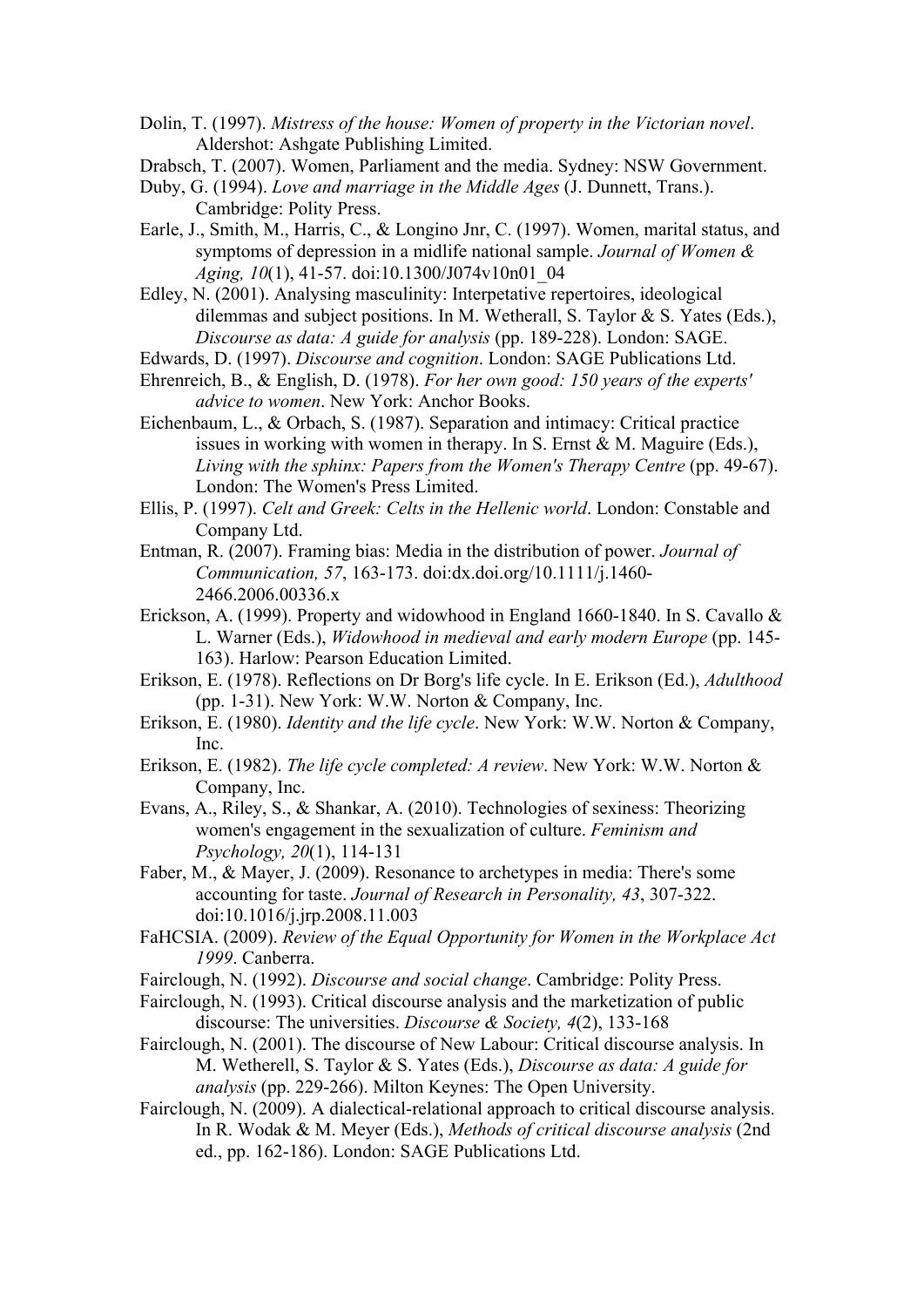Dolin, T. (1997). *Mistress of the house: Women of property in the Victorian novel*. Aldershot: Ashgate Publishing Limited.

Drabsch, T. (2007). Women, Parliament and the media. Sydney: NSW Government.

Duby, G. (1994). *Love and marriage in the Middle Ages* (J. Dunnett, Trans.). Cambridge: Polity Press.

Earle, J., Smith, M., Harris, C., & Longino Jnr, C. (1997). Women, marital status, and symptoms of depression in a midlife national sample. *Journal of Women & Aging, 10*(1), 41-57. doi:10.1300/J074v10n01_04

Edley, N. (2001). Analysing masculinity: Interpetative repertoires, ideological dilemmas and subject positions. In M. Wetherall, S. Taylor & S. Yates (Eds.), *Discourse as data: A guide for analysis* (pp. 189-228). London: SAGE.

Edwards, D. (1997). *Discourse and cognition*. London: SAGE Publications Ltd.

Ehrenreich, B., & English, D. (1978). *For her own good: 150 years of the experts' advice to women*. New York: Anchor Books.

Eichenbaum, L., & Orbach, S. (1987). Separation and intimacy: Critical practice issues in working with women in therapy. In S. Ernst & M. Maguire (Eds.), *Living with the sphinx: Papers from the Women's Therapy Centre* (pp. 49-67). London: The Women's Press Limited.

Ellis, P. (1997). *Celt and Greek: Celts in the Hellenic world*. London: Constable and Company Ltd.

Entman, R. (2007). Framing bias: Media in the distribution of power. *Journal of Communication, 57*, 163-173. doi:dx.doi.org/10.1111/j.1460-2466.2006.00336.x

Erickson, A. (1999). Property and widowhood in England 1660-1840. In S. Cavallo & L. Warner (Eds.), *Widowhood in medieval and early modern Europe* (pp. 145-163). Harlow: Pearson Education Limited.

Erikson, E. (1978). Reflections on Dr Borg's life cycle. In E. Erikson (Ed.), *Adulthood* (pp. 1-31). New York: W.W. Norton & Company, Inc.

Erikson, E. (1980). *Identity and the life cycle*. New York: W.W. Norton & Company, Inc.

Erikson, E. (1982). *The life cycle completed: A review*. New York: W.W. Norton & Company, Inc.

Evans, A., Riley, S., & Shankar, A. (2010). Technologies of sexiness: Theorizing women's engagement in the sexualization of culture. *Feminism and Psychology, 20*(1), 114-131

Faber, M., & Mayer, J. (2009). Resonance to archetypes in media: There's some accounting for taste. *Journal of Research in Personality, 43*, 307-322. doi:10.1016/j.jrp.2008.11.003

FaHCSIA. (2009). *Review of the Equal Opportunity for Women in the Workplace Act 1999*. Canberra.

Fairclough, N. (1992). *Discourse and social change*. Cambridge: Polity Press.

Fairclough, N. (1993). Critical discourse analysis and the marketization of public discourse: The universities. *Discourse & Society, 4*(2), 133-168

Fairclough, N. (2001). The discourse of New Labour: Critical discourse analysis. In M. Wetherell, S. Taylor & S. Yates (Eds.), *Discourse as data: A guide for analysis* (pp. 229-266). Milton Keynes: The Open University.

Fairclough, N. (2009). A dialectical-relational approach to critical discourse analysis. In R. Wodak & M. Meyer (Eds.), *Methods of critical discourse analysis* (2nd ed., pp. 162-186). London: SAGE Publications Ltd.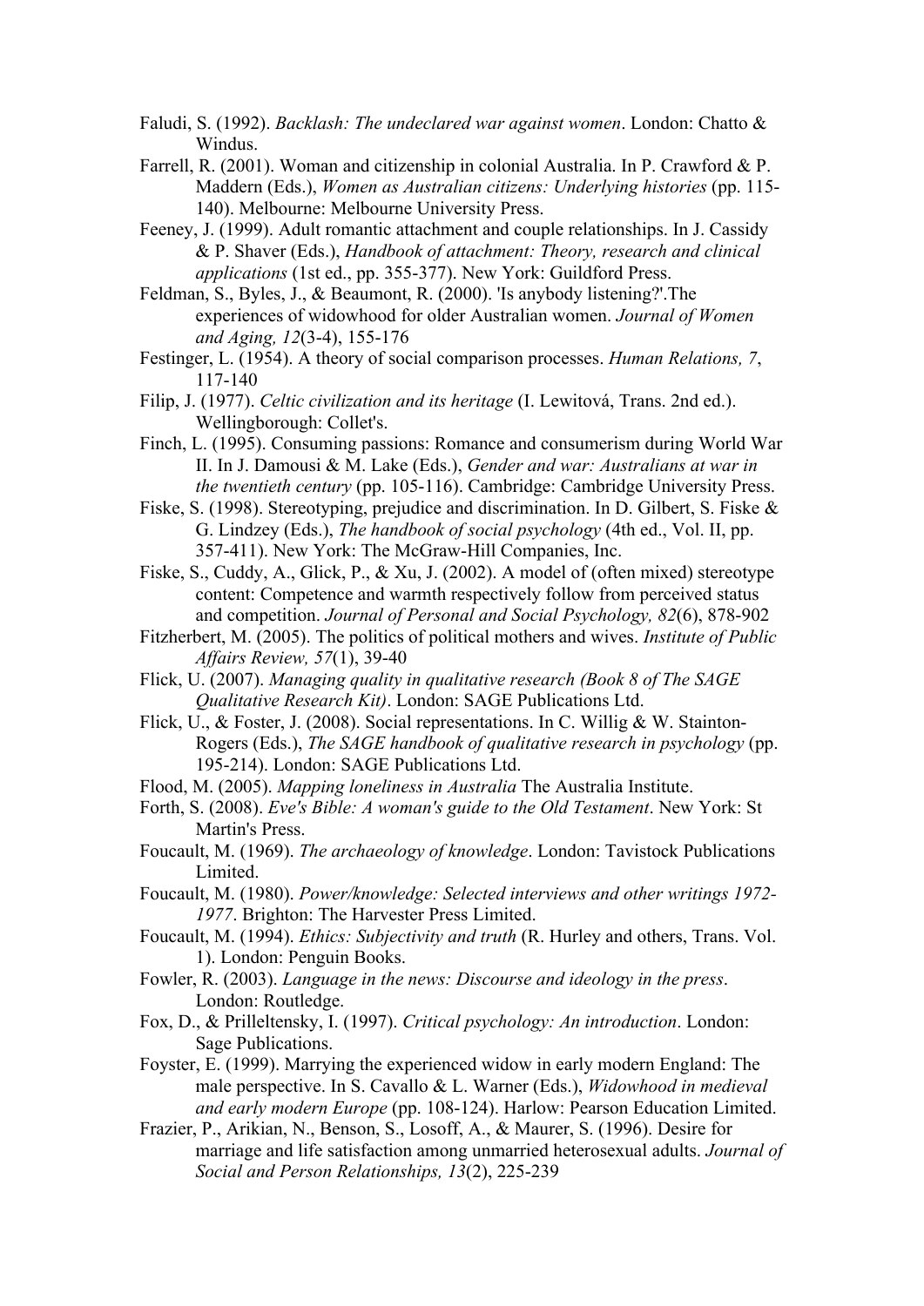Faludi, S. (1992). *Backlash: The undeclared war against women*. London: Chatto & Windus.

Farrell, R. (2001). Woman and citizenship in colonial Australia. In P. Crawford & P. Maddern (Eds.), *Women as Australian citizens: Underlying histories* (pp. 115-140). Melbourne: Melbourne University Press.

Feeney, J. (1999). Adult romantic attachment and couple relationships. In J. Cassidy & P. Shaver (Eds.), *Handbook of attachment: Theory, research and clinical applications* (1st ed., pp. 355-377). New York: Guildford Press.

Feldman, S., Byles, J., & Beaumont, R. (2000). 'Is anybody listening?'.The experiences of widowhood for older Australian women. *Journal of Women and Aging, 12*(3-4), 155-176

Festinger, L. (1954). A theory of social comparison processes. *Human Relations, 7*, 117-140

Filip, J. (1977). *Celtic civilization and its heritage* (I. Lewitová, Trans. 2nd ed.). Wellingborough: Collet's.

Finch, L. (1995). Consuming passions: Romance and consumerism during World War II. In J. Damousi & M. Lake (Eds.), *Gender and war: Australians at war in the twentieth century* (pp. 105-116). Cambridge: Cambridge University Press.

Fiske, S. (1998). Stereotyping, prejudice and discrimination. In D. Gilbert, S. Fiske & G. Lindzey (Eds.), *The handbook of social psychology* (4th ed., Vol. II, pp. 357-411). New York: The McGraw-Hill Companies, Inc.

Fiske, S., Cuddy, A., Glick, P., & Xu, J. (2002). A model of (often mixed) stereotype content: Competence and warmth respectively follow from perceived status and competition. *Journal of Personal and Social Psychology, 82*(6), 878-902

Fitzherbert, M. (2005). The politics of political mothers and wives. *Institute of Public Affairs Review, 57*(1), 39-40

Flick, U. (2007). *Managing quality in qualitative research (Book 8 of The SAGE Qualitative Research Kit)*. London: SAGE Publications Ltd.

Flick, U., & Foster, J. (2008). Social representations. In C. Willig & W. Stainton-Rogers (Eds.), *The SAGE handbook of qualitative research in psychology* (pp. 195-214). London: SAGE Publications Ltd.

Flood, M. (2005). *Mapping loneliness in Australia* The Australia Institute.

Forth, S. (2008). *Eve's Bible: A woman's guide to the Old Testament*. New York: St Martin's Press.

Foucault, M. (1969). *The archaeology of knowledge*. London: Tavistock Publications Limited.

Foucault, M. (1980). *Power/knowledge: Selected interviews and other writings 1972-1977*. Brighton: The Harvester Press Limited.

Foucault, M. (1994). *Ethics: Subjectivity and truth* (R. Hurley and others, Trans. Vol. 1). London: Penguin Books.

Fowler, R. (2003). *Language in the news: Discourse and ideology in the press*. London: Routledge.

Fox, D., & Prilleltensky, I. (1997). *Critical psychology: An introduction*. London: Sage Publications.

Foyster, E. (1999). Marrying the experienced widow in early modern England: The male perspective. In S. Cavallo & L. Warner (Eds.), *Widowhood in medieval and early modern Europe* (pp. 108-124). Harlow: Pearson Education Limited.

Frazier, P., Arikian, N., Benson, S., Losoff, A., & Maurer, S. (1996). Desire for marriage and life satisfaction among unmarried heterosexual adults. *Journal of Social and Person Relationships, 13*(2), 225-239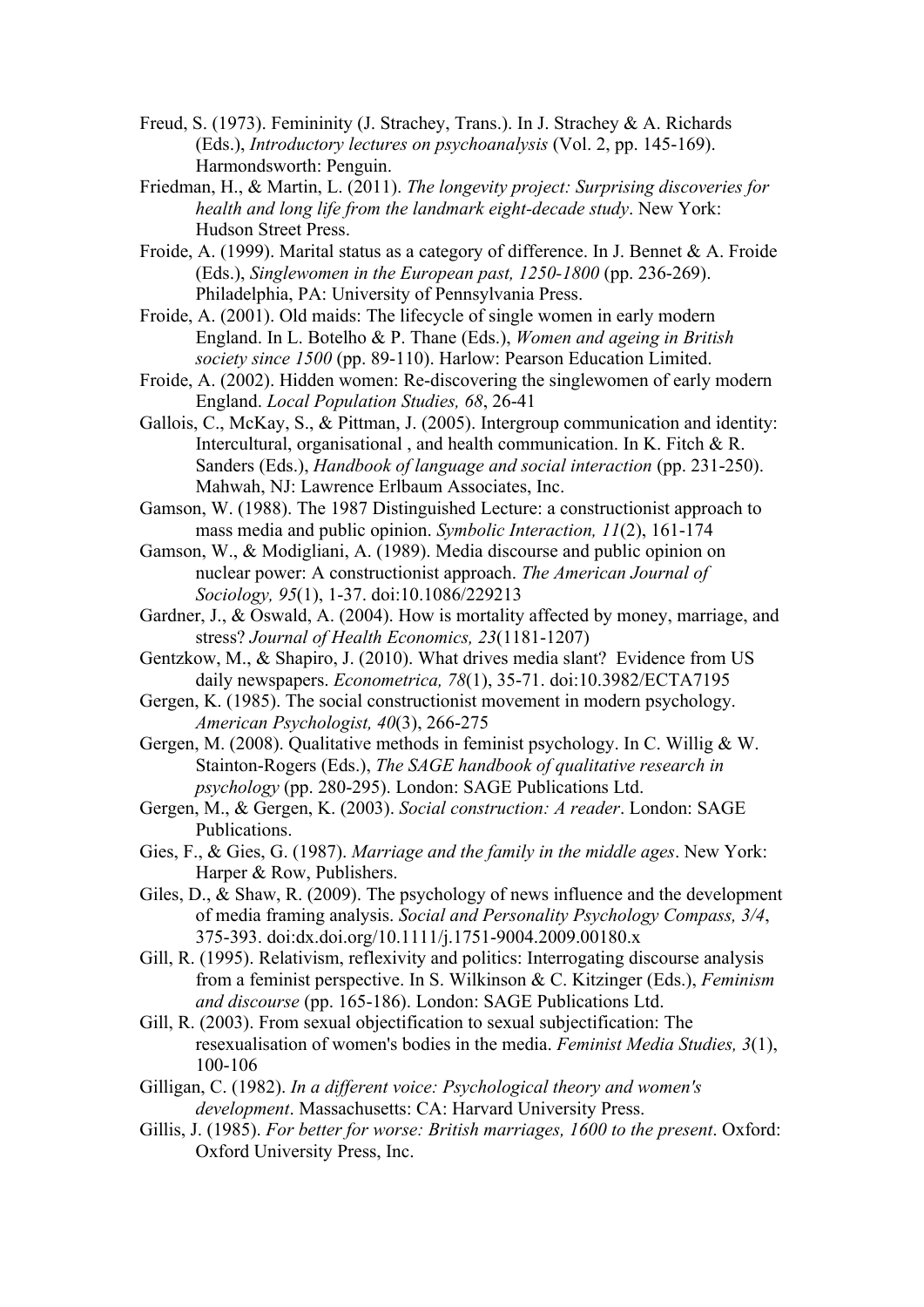Freud, S. (1973). Femininity (J. Strachey, Trans.). In J. Strachey & A. Richards (Eds.), *Introductory lectures on psychoanalysis* (Vol. 2, pp. 145-169). Harmondsworth: Penguin.

Friedman, H., & Martin, L. (2011). *The longevity project: Surprising discoveries for health and long life from the landmark eight-decade study*. New York: Hudson Street Press.

Froide, A. (1999). Marital status as a category of difference. In J. Bennet & A. Froide (Eds.), *Singlewomen in the European past, 1250-1800* (pp. 236-269). Philadelphia, PA: University of Pennsylvania Press.

Froide, A. (2001). Old maids: The lifecycle of single women in early modern England. In L. Botelho & P. Thane (Eds.), *Women and ageing in British society since 1500* (pp. 89-110). Harlow: Pearson Education Limited.

Froide, A. (2002). Hidden women: Re-discovering the singlewomen of early modern England. *Local Population Studies, 68*, 26-41

Gallois, C., McKay, S., & Pittman, J. (2005). Intergroup communication and identity: Intercultural, organisational , and health communication. In K. Fitch & R. Sanders (Eds.), *Handbook of language and social interaction* (pp. 231-250). Mahwah, NJ: Lawrence Erlbaum Associates, Inc.

Gamson, W. (1988). The 1987 Distinguished Lecture: a constructionist approach to mass media and public opinion. *Symbolic Interaction, 11*(2), 161-174

Gamson, W., & Modigliani, A. (1989). Media discourse and public opinion on nuclear power: A constructionist approach. *The American Journal of Sociology, 95*(1), 1-37. doi:10.1086/229213

Gardner, J., & Oswald, A. (2004). How is mortality affected by money, marriage, and stress? *Journal of Health Economics, 23*(1181-1207)

Gentzkow, M., & Shapiro, J. (2010). What drives media slant? Evidence from US daily newspapers. *Econometrica, 78*(1), 35-71. doi:10.3982/ECTA7195

Gergen, K. (1985). The social constructionist movement in modern psychology. *American Psychologist, 40*(3), 266-275

Gergen, M. (2008). Qualitative methods in feminist psychology. In C. Willig & W. Stainton-Rogers (Eds.), *The SAGE handbook of qualitative research in psychology* (pp. 280-295). London: SAGE Publications Ltd.

Gergen, M., & Gergen, K. (2003). *Social construction: A reader*. London: SAGE Publications.

Gies, F., & Gies, G. (1987). *Marriage and the family in the middle ages*. New York: Harper & Row, Publishers.

Giles, D., & Shaw, R. (2009). The psychology of news influence and the development of media framing analysis. *Social and Personality Psychology Compass, 3/4*, 375-393. doi:dx.doi.org/10.1111/j.1751-9004.2009.00180.x

Gill, R. (1995). Relativism, reflexivity and politics: Interrogating discourse analysis from a feminist perspective. In S. Wilkinson & C. Kitzinger (Eds.), *Feminism and discourse* (pp. 165-186). London: SAGE Publications Ltd.

Gill, R. (2003). From sexual objectification to sexual subjectification: The resexualisation of women's bodies in the media. *Feminist Media Studies, 3*(1), 100-106

Gilligan, C. (1982). *In a different voice: Psychological theory and women's development*. Massachusetts: CA: Harvard University Press.

Gillis, J. (1985). *For better for worse: British marriages, 1600 to the present*. Oxford: Oxford University Press, Inc.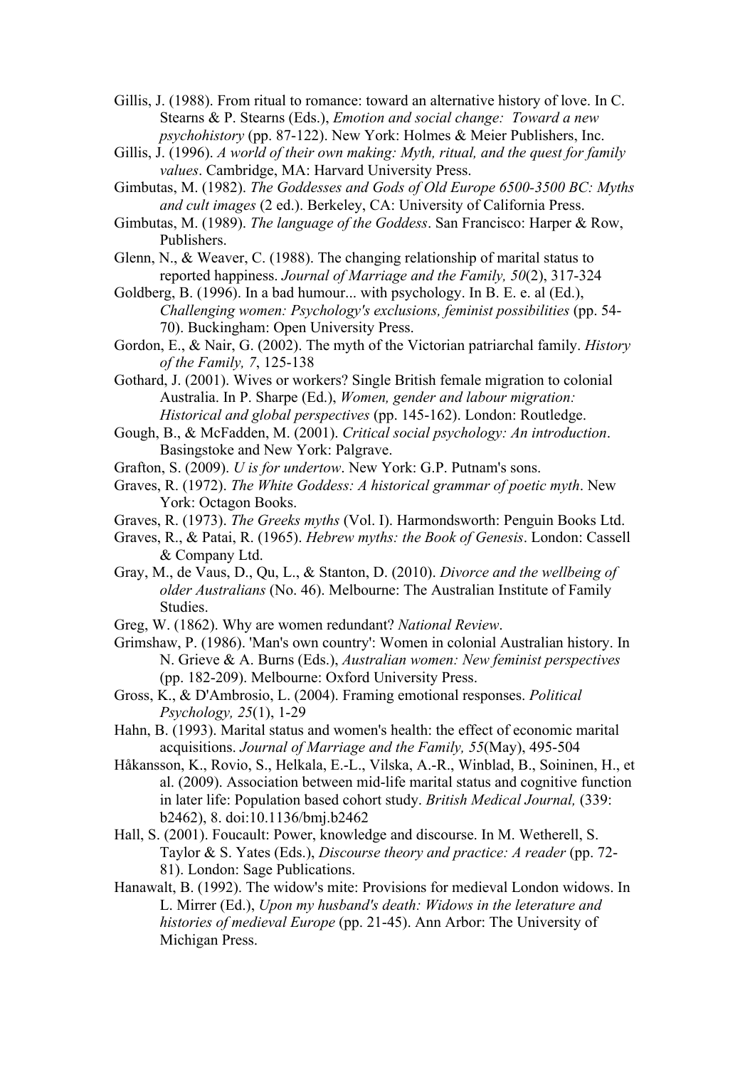Gillis, J. (1988). From ritual to romance: toward an alternative history of love. In C. Stearns & P. Stearns (Eds.), *Emotion and social change: Toward a new psychohistory* (pp. 87-122). New York: Holmes & Meier Publishers, Inc.

Gillis, J. (1996). *A world of their own making: Myth, ritual, and the quest for family values*. Cambridge, MA: Harvard University Press.

Gimbutas, M. (1982). *The Goddesses and Gods of Old Europe 6500-3500 BC: Myths and cult images* (2 ed.). Berkeley, CA: University of California Press.

Gimbutas, M. (1989). *The language of the Goddess*. San Francisco: Harper & Row, Publishers.

Glenn, N., & Weaver, C. (1988). The changing relationship of marital status to reported happiness. *Journal of Marriage and the Family, 50*(2), 317-324

Goldberg, B. (1996). In a bad humour... with psychology. In B. E. e. al (Ed.), *Challenging women: Psychology's exclusions, feminist possibilities* (pp. 54-70). Buckingham: Open University Press.

Gordon, E., & Nair, G. (2002). The myth of the Victorian patriarchal family. *History of the Family, 7*, 125-138

Gothard, J. (2001). Wives or workers? Single British female migration to colonial Australia. In P. Sharpe (Ed.), *Women, gender and labour migration: Historical and global perspectives* (pp. 145-162). London: Routledge.

Gough, B., & McFadden, M. (2001). *Critical social psychology: An introduction*. Basingstoke and New York: Palgrave.

Grafton, S. (2009). *U is for undertow*. New York: G.P. Putnam's sons.

Graves, R. (1972). *The White Goddess: A historical grammar of poetic myth*. New York: Octagon Books.

Graves, R. (1973). *The Greeks myths* (Vol. I). Harmondsworth: Penguin Books Ltd.

Graves, R., & Patai, R. (1965). *Hebrew myths: the Book of Genesis*. London: Cassell & Company Ltd.

Gray, M., de Vaus, D., Qu, L., & Stanton, D. (2010). *Divorce and the wellbeing of older Australians* (No. 46). Melbourne: The Australian Institute of Family Studies.

Greg, W. (1862). Why are women redundant? *National Review*.

Grimshaw, P. (1986). 'Man's own country': Women in colonial Australian history. In N. Grieve & A. Burns (Eds.), *Australian women: New feminist perspectives* (pp. 182-209). Melbourne: Oxford University Press.

Gross, K., & D'Ambrosio, L. (2004). Framing emotional responses. *Political Psychology, 25*(1), 1-29

Hahn, B. (1993). Marital status and women's health: the effect of economic marital acquisitions. *Journal of Marriage and the Family, 55*(May), 495-504

Håkansson, K., Rovio, S., Helkala, E.-L., Vilska, A.-R., Winblad, B., Soininen, H., et al. (2009). Association between mid-life marital status and cognitive function in later life: Population based cohort study. *British Medical Journal,* (339: b2462), 8. doi:10.1136/bmj.b2462

Hall, S. (2001). Foucault: Power, knowledge and discourse. In M. Wetherell, S. Taylor & S. Yates (Eds.), *Discourse theory and practice: A reader* (pp. 72-81). London: Sage Publications.

Hanawalt, B. (1992). The widow's mite: Provisions for medieval London widows. In L. Mirrer (Ed.), *Upon my husband's death: Widows in the leterature and histories of medieval Europe* (pp. 21-45). Ann Arbor: The University of Michigan Press.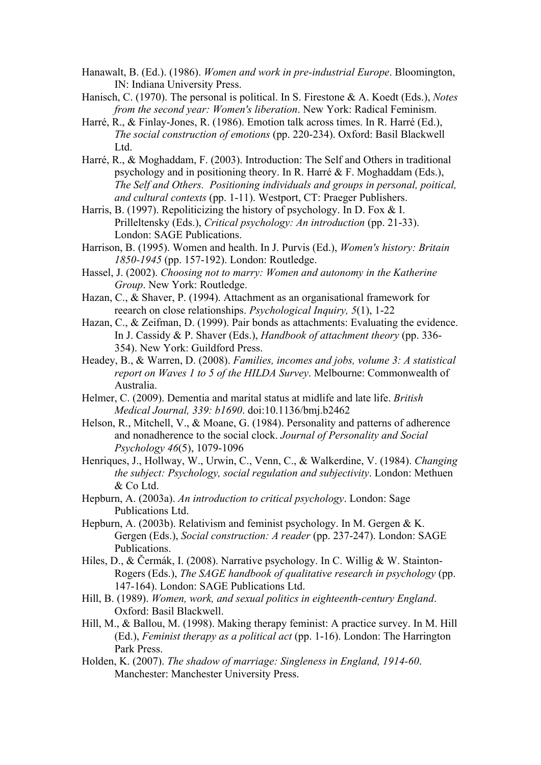Hanawalt, B. (Ed.). (1986). *Women and work in pre-industrial Europe*. Bloomington, IN: Indiana University Press.

Hanisch, C. (1970). The personal is political. In S. Firestone & A. Koedt (Eds.), *Notes from the second year: Women's liberation*. New York: Radical Feminism.

Harré, R., & Finlay-Jones, R. (1986). Emotion talk across times. In R. Harré (Ed.), *The social construction of emotions* (pp. 220-234). Oxford: Basil Blackwell Ltd.

Harré, R., & Moghaddam, F. (2003). Introduction: The Self and Others in traditional psychology and in positioning theory. In R. Harré & F. Moghaddam (Eds.), *The Self and Others. Positioning individuals and groups in personal, poitical, and cultural contexts* (pp. 1-11). Westport, CT: Praeger Publishers.

Harris, B. (1997). Repoliticizing the history of psychology. In D. Fox & I. Prilleltensky (Eds.), *Critical psychology: An introduction* (pp. 21-33). London: SAGE Publications.

Harrison, B. (1995). Women and health. In J. Purvis (Ed.), *Women's history: Britain 1850-1945* (pp. 157-192). London: Routledge.

Hassel, J. (2002). *Choosing not to marry: Women and autonomy in the Katherine Group*. New York: Routledge.

Hazan, C., & Shaver, P. (1994). Attachment as an organisational framework for reearch on close relationships. *Psychological Inquiry, 5*(1), 1-22

Hazan, C., & Zeifman, D. (1999). Pair bonds as attachments: Evaluating the evidence. In J. Cassidy & P. Shaver (Eds.), *Handbook of attachment theory* (pp. 336-354). New York: Guildford Press.

Headey, B., & Warren, D. (2008). *Families, incomes and jobs, volume 3: A statistical report on Waves 1 to 5 of the HILDA Survey*. Melbourne: Commonwealth of Australia.

Helmer, C. (2009). Dementia and marital status at midlife and late life. *British Medical Journal, 339: b1690*. doi:10.1136/bmj.b2462

Helson, R., Mitchell, V., & Moane, G. (1984). Personality and patterns of adherence and nonadherence to the social clock. *Journal of Personality and Social Psychology 46*(5), 1079-1096

Henriques, J., Hollway, W., Urwin, C., Venn, C., & Walkerdine, V. (1984). *Changing the subject: Psychology, social regulation and subjectivity*. London: Methuen & Co Ltd.

Hepburn, A. (2003a). *An introduction to critical psychology*. London: Sage Publications Ltd.

Hepburn, A. (2003b). Relativism and feminist psychology. In M. Gergen & K. Gergen (Eds.), *Social construction: A reader* (pp. 237-247). London: SAGE Publications.

Hiles, D., & Čermák, I. (2008). Narrative psychology. In C. Willig & W. Stainton-Rogers (Eds.), *The SAGE handbook of qualitative research in psychology* (pp. 147-164). London: SAGE Publications Ltd.

Hill, B. (1989). *Women, work, and sexual politics in eighteenth-century England*. Oxford: Basil Blackwell.

Hill, M., & Ballou, M. (1998). Making therapy feminist: A practice survey. In M. Hill (Ed.), *Feminist therapy as a political act* (pp. 1-16). London: The Harrington Park Press.

Holden, K. (2007). *The shadow of marriage: Singleness in England, 1914-60*. Manchester: Manchester University Press.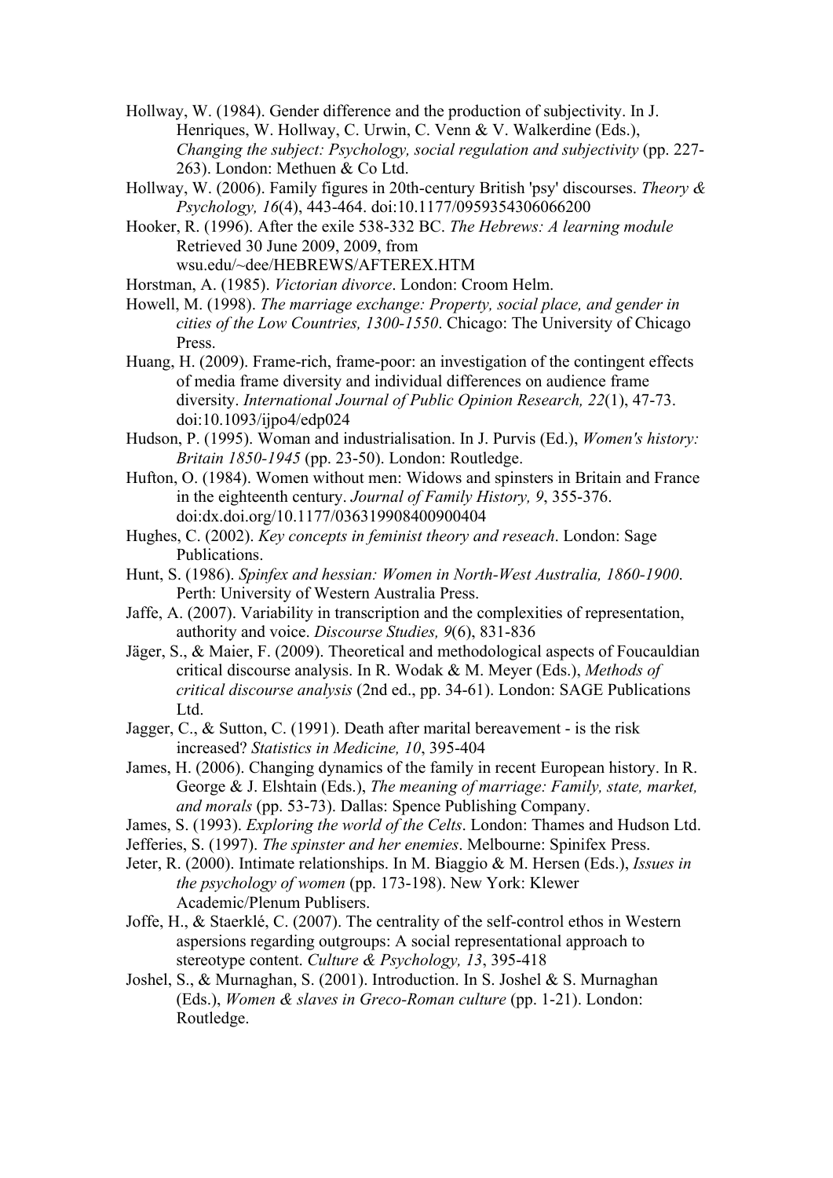Hollway, W. (1984). Gender difference and the production of subjectivity. In J. Henriques, W. Hollway, C. Urwin, C. Venn & V. Walkerdine (Eds.), *Changing the subject: Psychology, social regulation and subjectivity* (pp. 227-263). London: Methuen & Co Ltd.

Hollway, W. (2006). Family figures in 20th-century British 'psy' discourses. *Theory & Psychology, 16*(4), 443-464. doi:10.1177/0959354306066200

Hooker, R. (1996). After the exile 538-332 BC. *The Hebrews: A learning module* Retrieved 30 June 2009, 2009, from wsu.edu/~dee/HEBREWS/AFTEREX.HTM

Horstman, A. (1985). *Victorian divorce*. London: Croom Helm.

Howell, M. (1998). *The marriage exchange: Property, social place, and gender in cities of the Low Countries, 1300-1550*. Chicago: The University of Chicago Press.

Huang, H. (2009). Frame-rich, frame-poor: an investigation of the contingent effects of media frame diversity and individual differences on audience frame diversity. *International Journal of Public Opinion Research, 22*(1), 47-73. doi:10.1093/ijpo4/edp024

Hudson, P. (1995). Woman and industrialisation. In J. Purvis (Ed.), *Women's history: Britain 1850-1945* (pp. 23-50). London: Routledge.

Hufton, O. (1984). Women without men: Widows and spinsters in Britain and France in the eighteenth century. *Journal of Family History, 9*, 355-376. doi:dx.doi.org/10.1177/036319908400900404

Hughes, C. (2002). *Key concepts in feminist theory and reseach*. London: Sage Publications.

Hunt, S. (1986). *Spinfex and hessian: Women in North-West Australia, 1860-1900*. Perth: University of Western Australia Press.

Jaffe, A. (2007). Variability in transcription and the complexities of representation, authority and voice. *Discourse Studies, 9*(6), 831-836

Jäger, S., & Maier, F. (2009). Theoretical and methodological aspects of Foucauldian critical discourse analysis. In R. Wodak & M. Meyer (Eds.), *Methods of critical discourse analysis* (2nd ed., pp. 34-61). London: SAGE Publications Ltd.

Jagger, C., & Sutton, C. (1991). Death after marital bereavement - is the risk increased? *Statistics in Medicine, 10*, 395-404

James, H. (2006). Changing dynamics of the family in recent European history. In R. George & J. Elshtain (Eds.), *The meaning of marriage: Family, state, market, and morals* (pp. 53-73). Dallas: Spence Publishing Company.

James, S. (1993). *Exploring the world of the Celts*. London: Thames and Hudson Ltd.

Jefferies, S. (1997). *The spinster and her enemies*. Melbourne: Spinifex Press.

Jeter, R. (2000). Intimate relationships. In M. Biaggio & M. Hersen (Eds.), *Issues in the psychology of women* (pp. 173-198). New York: Klewer Academic/Plenum Publisers.

Joffe, H., & Staerklé, C. (2007). The centrality of the self-control ethos in Western aspersions regarding outgroups: A social representational approach to stereotype content. *Culture & Psychology, 13*, 395-418

Joshel, S., & Murnaghan, S. (2001). Introduction. In S. Joshel & S. Murnaghan (Eds.), *Women & slaves in Greco-Roman culture* (pp. 1-21). London: Routledge.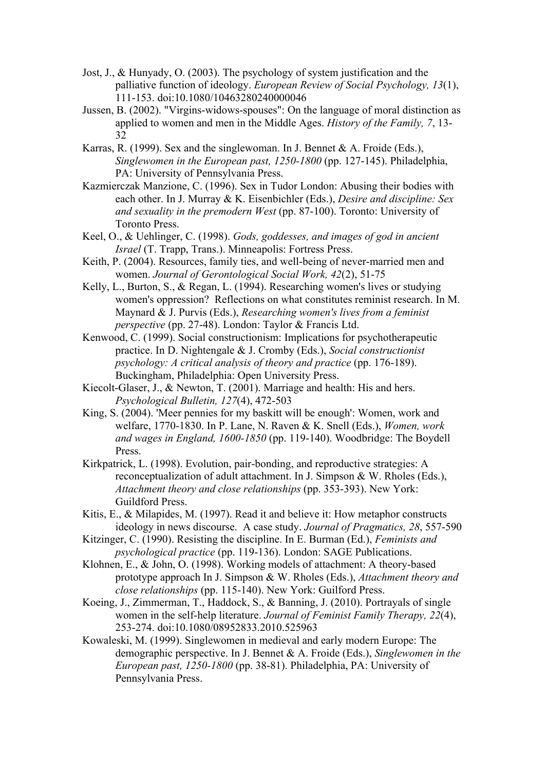Jost, J., & Hunyady, O. (2003). The psychology of system justification and the palliative function of ideology. *European Review of Social Psychology, 13*(1), 111-153. doi:10.1080/10463280240000046

Jussen, B. (2002). "Virgins-widows-spouses": On the language of moral distinction as applied to women and men in the Middle Ages. *History of the Family, 7*, 13-32

Karras, R. (1999). Sex and the singlewoman. In J. Bennet & A. Froide (Eds.), *Singlewomen in the European past, 1250-1800* (pp. 127-145). Philadelphia, PA: University of Pennsylvania Press.

Kazmierczak Manzione, C. (1996). Sex in Tudor London: Abusing their bodies with each other. In J. Murray & K. Eisenbichler (Eds.), *Desire and discipline: Sex and sexuality in the premodern West* (pp. 87-100). Toronto: University of Toronto Press.

Keel, O., & Uehlinger, C. (1998). *Gods, goddesses, and images of god in ancient Israel* (T. Trapp, Trans.). Minneapolis: Fortress Press.

Keith, P. (2004). Resources, family ties, and well-being of never-married men and women. *Journal of Gerontological Social Work, 42*(2), 51-75

Kelly, L., Burton, S., & Regan, L. (1994). Researching women's lives or studying women's oppression? Reflections on what constitutes reminist research. In M. Maynard & J. Purvis (Eds.), *Researching women's lives from a feminist perspective* (pp. 27-48). London: Taylor & Francis Ltd.

Kenwood, C. (1999). Social constructionism: Implications for psychotherapeutic practice. In D. Nightengale & J. Cromby (Eds.), *Social constructionist psychology: A critical analysis of theory and practice* (pp. 176-189). Buckingham, Philadelphia: Open University Press.

Kiecolt-Glaser, J., & Newton, T. (2001). Marriage and health: His and hers. *Psychological Bulletin, 127*(4), 472-503

King, S. (2004). 'Meer pennies for my baskitt will be enough': Women, work and welfare, 1770-1830. In P. Lane, N. Raven & K. Snell (Eds.), *Women, work and wages in England, 1600-1850* (pp. 119-140). Woodbridge: The Boydell Press.

Kirkpatrick, L. (1998). Evolution, pair-bonding, and reproductive strategies: A reconceptualization of adult attachment. In J. Simpson & W. Rholes (Eds.), *Attachment theory and close relationships* (pp. 353-393). New York: Guildford Press.

Kitis, E., & Milapides, M. (1997). Read it and believe it: How metaphor constructs ideology in news discourse. A case study. *Journal of Pragmatics, 28*, 557-590

Kitzinger, C. (1990). Resisting the discipline. In E. Burman (Ed.), *Feminists and psychological practice* (pp. 119-136). London: SAGE Publications.

Klohnen, E., & John, O. (1998). Working models of attachment: A theory-based prototype approach In J. Simpson & W. Rholes (Eds.), *Attachment theory and close relationships* (pp. 115-140). New York: Guilford Press.

Koeing, J., Zimmerman, T., Haddock, S., & Banning, J. (2010). Portrayals of single women in the self-help literature. *Journal of Feminist Family Therapy, 22*(4), 253-274. doi:10.1080/08952833.2010.525963

Kowaleski, M. (1999). Singlewomen in medieval and early modern Europe: The demographic perspective. In J. Bennet & A. Froide (Eds.), *Singlewomen in the European past, 1250-1800* (pp. 38-81). Philadelphia, PA: University of Pennsylvania Press.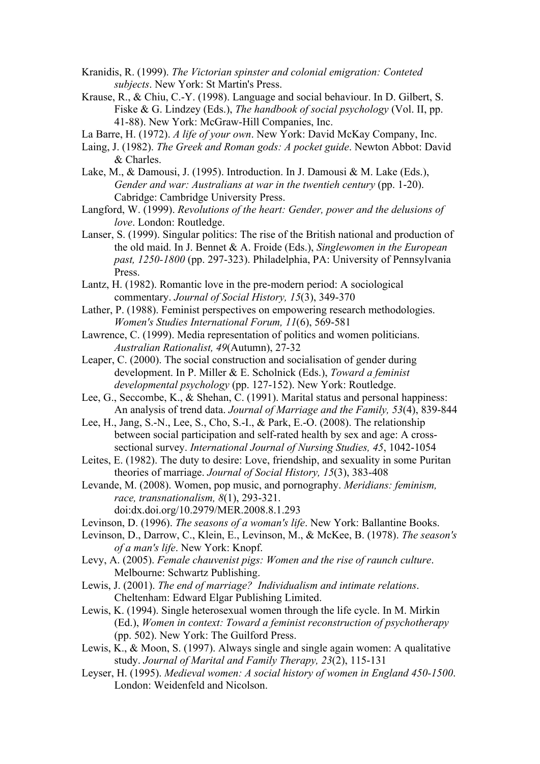Kranidis, R. (1999). *The Victorian spinster and colonial emigration: Conteted subjects*. New York: St Martin's Press.

Krause, R., & Chiu, C.-Y. (1998). Language and social behaviour. In D. Gilbert, S. Fiske & G. Lindzey (Eds.), *The handbook of social psychology* (Vol. II, pp. 41-88). New York: McGraw-Hill Companies, Inc.

La Barre, H. (1972). *A life of your own*. New York: David McKay Company, Inc.

Laing, J. (1982). *The Greek and Roman gods: A pocket guide*. Newton Abbot: David & Charles.

Lake, M., & Damousi, J. (1995). Introduction. In J. Damousi & M. Lake (Eds.), *Gender and war: Australians at war in the twentieh century* (pp. 1-20). Cabridge: Cambridge University Press.

Langford, W. (1999). *Revolutions of the heart: Gender, power and the delusions of love*. London: Routledge.

Lanser, S. (1999). Singular politics: The rise of the British national and production of the old maid. In J. Bennet & A. Froide (Eds.), *Singlewomen in the European past, 1250-1800* (pp. 297-323). Philadelphia, PA: University of Pennsylvania Press.

Lantz, H. (1982). Romantic love in the pre-modern period: A sociological commentary. *Journal of Social History, 15*(3), 349-370

Lather, P. (1988). Feminist perspectives on empowering research methodologies. *Women's Studies International Forum, 11*(6), 569-581

Lawrence, C. (1999). Media representation of politics and women politicians. *Australian Rationalist, 49*(Autumn), 27-32

Leaper, C. (2000). The social construction and socialisation of gender during development. In P. Miller & E. Scholnick (Eds.), *Toward a feminist developmental psychology* (pp. 127-152). New York: Routledge.

Lee, G., Seccombe, K., & Shehan, C. (1991). Marital status and personal happiness: An analysis of trend data. *Journal of Marriage and the Family, 53*(4), 839-844

Lee, H., Jang, S.-N., Lee, S., Cho, S.-I., & Park, E.-O. (2008). The relationship between social participation and self-rated health by sex and age: A cross-sectional survey. *International Journal of Nursing Studies, 45*, 1042-1054

Leites, E. (1982). The duty to desire: Love, friendship, and sexuality in some Puritan theories of marriage. *Journal of Social History, 15*(3), 383-408

Levande, M. (2008). Women, pop music, and pornography. *Meridians: feminism, race, transnationalism, 8*(1), 293-321. doi:dx.doi.org/10.2979/MER.2008.8.1.293

Levinson, D. (1996). *The seasons of a woman's life*. New York: Ballantine Books.

Levinson, D., Darrow, C., Klein, E., Levinson, M., & McKee, B. (1978). *The season's of a man's life*. New York: Knopf.

Levy, A. (2005). *Female chauvenist pigs: Women and the rise of raunch culture*. Melbourne: Schwartz Publishing.

Lewis, J. (2001). *The end of marriage? Individualism and intimate relations*. Cheltenham: Edward Elgar Publishing Limited.

Lewis, K. (1994). Single heterosexual women through the life cycle. In M. Mirkin (Ed.), *Women in context: Toward a feminist reconstruction of psychotherapy* (pp. 502). New York: The Guilford Press.

Lewis, K., & Moon, S. (1997). Always single and single again women: A qualitative study. *Journal of Marital and Family Therapy, 23*(2), 115-131

Leyser, H. (1995). *Medieval women: A social history of women in England 450-1500*. London: Weidenfeld and Nicolson.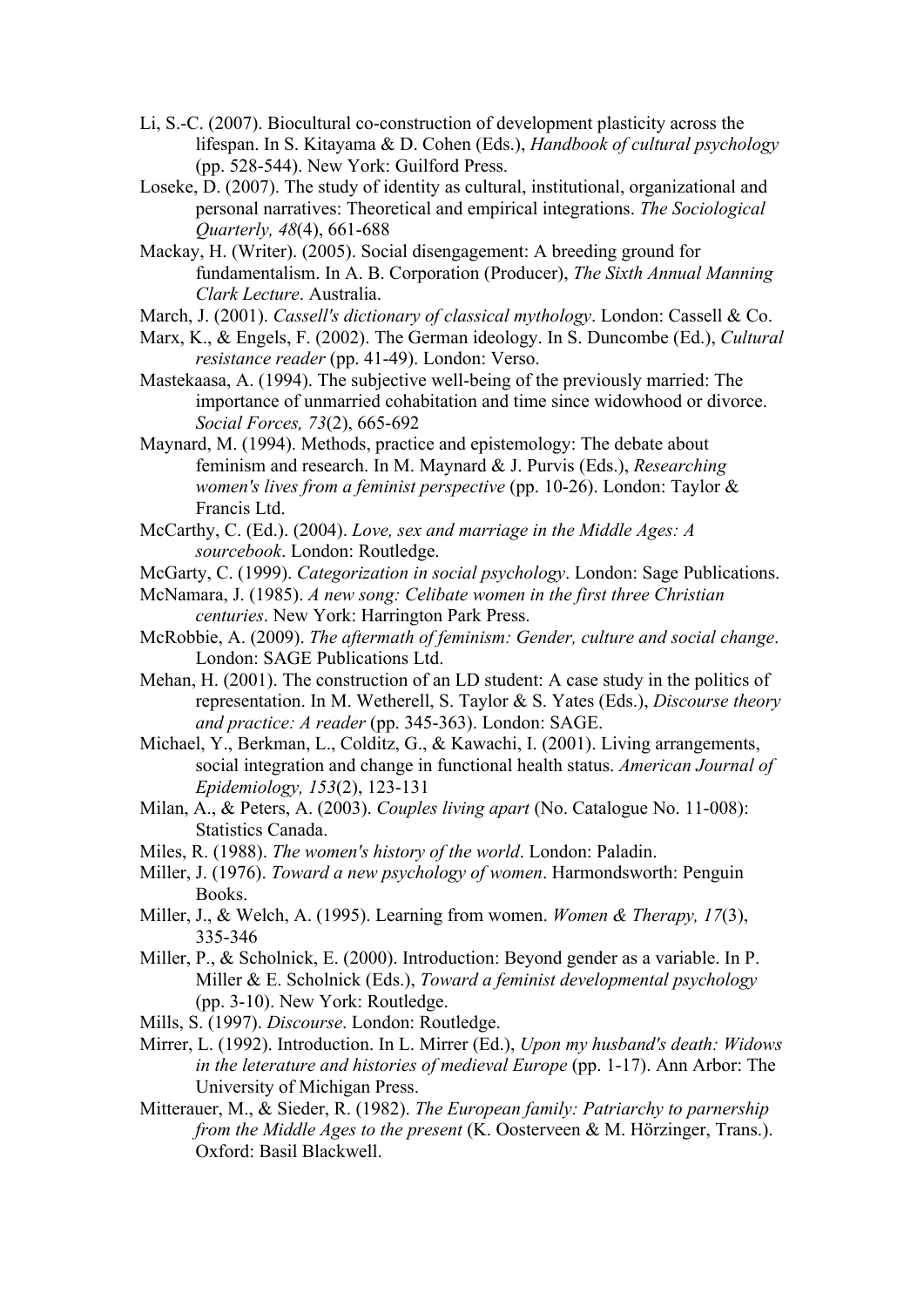Li, S.-C. (2007). Biocultural co-construction of development plasticity across the lifespan. In S. Kitayama & D. Cohen (Eds.), *Handbook of cultural psychology* (pp. 528-544). New York: Guilford Press.

Loseke, D. (2007). The study of identity as cultural, institutional, organizational and personal narratives: Theoretical and empirical integrations. *The Sociological Quarterly, 48*(4), 661-688

Mackay, H. (Writer). (2005). Social disengagement: A breeding ground for fundamentalism. In A. B. Corporation (Producer), *The Sixth Annual Manning Clark Lecture*. Australia.

March, J. (2001). *Cassell's dictionary of classical mythology*. London: Cassell & Co.

Marx, K., & Engels, F. (2002). The German ideology. In S. Duncombe (Ed.), *Cultural resistance reader* (pp. 41-49). London: Verso.

Mastekaasa, A. (1994). The subjective well-being of the previously married: The importance of unmarried cohabitation and time since widowhood or divorce. *Social Forces, 73*(2), 665-692

Maynard, M. (1994). Methods, practice and epistemology: The debate about feminism and research. In M. Maynard & J. Purvis (Eds.), *Researching women's lives from a feminist perspective* (pp. 10-26). London: Taylor & Francis Ltd.

McCarthy, C. (Ed.). (2004). *Love, sex and marriage in the Middle Ages: A sourcebook*. London: Routledge.

McGarty, C. (1999). *Categorization in social psychology*. London: Sage Publications.

McNamara, J. (1985). *A new song: Celibate women in the first three Christian centuries*. New York: Harrington Park Press.

McRobbie, A. (2009). *The aftermath of feminism: Gender, culture and social change*. London: SAGE Publications Ltd.

Mehan, H. (2001). The construction of an LD student: A case study in the politics of representation. In M. Wetherell, S. Taylor & S. Yates (Eds.), *Discourse theory and practice: A reader* (pp. 345-363). London: SAGE.

Michael, Y., Berkman, L., Colditz, G., & Kawachi, I. (2001). Living arrangements, social integration and change in functional health status. *American Journal of Epidemiology, 153*(2), 123-131

Milan, A., & Peters, A. (2003). *Couples living apart* (No. Catalogue No. 11-008): Statistics Canada.

Miles, R. (1988). *The women's history of the world*. London: Paladin.

Miller, J. (1976). *Toward a new psychology of women*. Harmondsworth: Penguin Books.

Miller, J., & Welch, A. (1995). Learning from women. *Women & Therapy, 17*(3), 335-346

Miller, P., & Scholnick, E. (2000). Introduction: Beyond gender as a variable. In P. Miller & E. Scholnick (Eds.), *Toward a feminist developmental psychology* (pp. 3-10). New York: Routledge.

Mills, S. (1997). *Discourse*. London: Routledge.

Mirrer, L. (1992). Introduction. In L. Mirrer (Ed.), *Upon my husband's death: Widows in the leterature and histories of medieval Europe* (pp. 1-17). Ann Arbor: The University of Michigan Press.

Mitterauer, M., & Sieder, R. (1982). *The European family: Patriarchy to parnership from the Middle Ages to the present* (K. Oosterveen & M. Hörzinger, Trans.). Oxford: Basil Blackwell.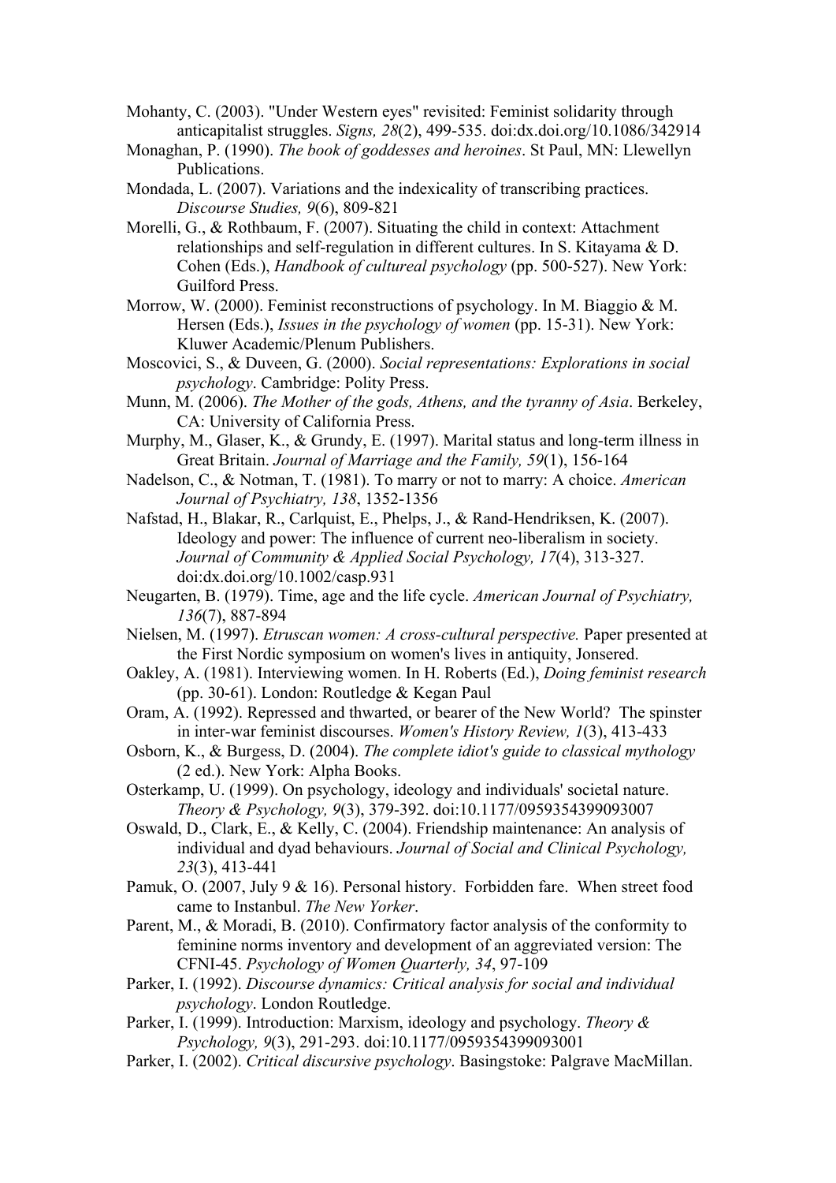Mohanty, C. (2003). "Under Western eyes" revisited: Feminist solidarity through anticapitalist struggles. *Signs, 28*(2), 499-535. doi:dx.doi.org/10.1086/342914

Monaghan, P. (1990). *The book of goddesses and heroines*. St Paul, MN: Llewellyn Publications.

Mondada, L. (2007). Variations and the indexicality of transcribing practices. *Discourse Studies, 9*(6), 809-821

Morelli, G., & Rothbaum, F. (2007). Situating the child in context: Attachment relationships and self-regulation in different cultures. In S. Kitayama & D. Cohen (Eds.), *Handbook of cultureal psychology* (pp. 500-527). New York: Guilford Press.

Morrow, W. (2000). Feminist reconstructions of psychology. In M. Biaggio & M. Hersen (Eds.), *Issues in the psychology of women* (pp. 15-31). New York: Kluwer Academic/Plenum Publishers.

Moscovici, S., & Duveen, G. (2000). *Social representations: Explorations in social psychology*. Cambridge: Polity Press.

Munn, M. (2006). *The Mother of the gods, Athens, and the tyranny of Asia*. Berkeley, CA: University of California Press.

Murphy, M., Glaser, K., & Grundy, E. (1997). Marital status and long-term illness in Great Britain. *Journal of Marriage and the Family, 59*(1), 156-164

Nadelson, C., & Notman, T. (1981). To marry or not to marry: A choice. *American Journal of Psychiatry, 138*, 1352-1356

Nafstad, H., Blakar, R., Carlquist, E., Phelps, J., & Rand-Hendriksen, K. (2007). Ideology and power: The influence of current neo-liberalism in society. *Journal of Community & Applied Social Psychology, 17*(4), 313-327. doi:dx.doi.org/10.1002/casp.931

Neugarten, B. (1979). Time, age and the life cycle. *American Journal of Psychiatry, 136*(7), 887-894

Nielsen, M. (1997). *Etruscan women: A cross-cultural perspective.* Paper presented at the First Nordic symposium on women's lives in antiquity, Jonsered.

Oakley, A. (1981). Interviewing women. In H. Roberts (Ed.), *Doing feminist research* (pp. 30-61). London: Routledge & Kegan Paul

Oram, A. (1992). Repressed and thwarted, or bearer of the New World? The spinster in inter-war feminist discourses. *Women's History Review, 1*(3), 413-433

Osborn, K., & Burgess, D. (2004). *The complete idiot's guide to classical mythology* (2 ed.). New York: Alpha Books.

Osterkamp, U. (1999). On psychology, ideology and individuals' societal nature. *Theory & Psychology, 9*(3), 379-392. doi:10.1177/0959354399093007

Oswald, D., Clark, E., & Kelly, C. (2004). Friendship maintenance: An analysis of individual and dyad behaviours. *Journal of Social and Clinical Psychology, 23*(3), 413-441

Pamuk, O. (2007, July 9 & 16). Personal history. Forbidden fare. When street food came to Instanbul. *The New Yorker*.

Parent, M., & Moradi, B. (2010). Confirmatory factor analysis of the conformity to feminine norms inventory and development of an aggreviated version: The CFNI-45. *Psychology of Women Quarterly, 34*, 97-109

Parker, I. (1992). *Discourse dynamics: Critical analysis for social and individual psychology*. London Routledge.

Parker, I. (1999). Introduction: Marxism, ideology and psychology. *Theory & Psychology, 9*(3), 291-293. doi:10.1177/0959354399093001

Parker, I. (2002). *Critical discursive psychology*. Basingstoke: Palgrave MacMillan.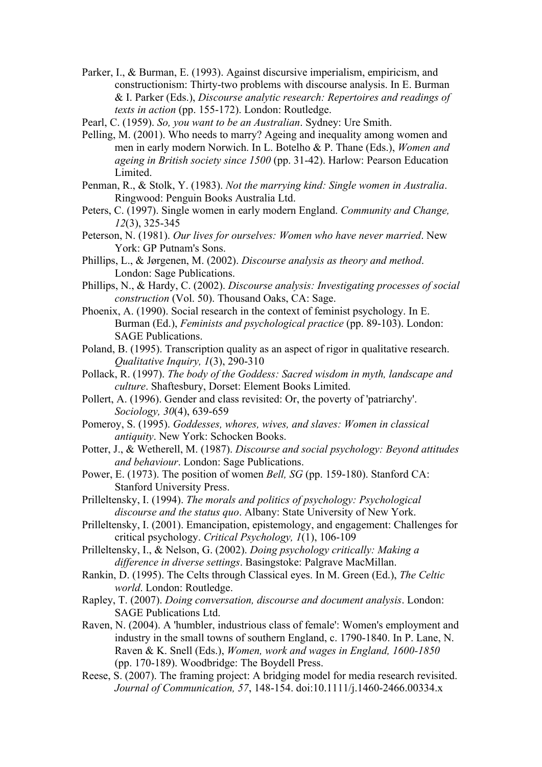Parker, I., & Burman, E. (1993). Against discursive imperialism, empiricism, and constructionism: Thirty-two problems with discourse analysis. In E. Burman & I. Parker (Eds.), *Discourse analytic research: Repertoires and readings of texts in action* (pp. 155-172). London: Routledge.

Pearl, C. (1959). *So, you want to be an Australian*. Sydney: Ure Smith.

Pelling, M. (2001). Who needs to marry? Ageing and inequality among women and men in early modern Norwich. In L. Botelho & P. Thane (Eds.), *Women and ageing in British society since 1500* (pp. 31-42). Harlow: Pearson Education Limited.

Penman, R., & Stolk, Y. (1983). *Not the marrying kind: Single women in Australia*. Ringwood: Penguin Books Australia Ltd.

Peters, C. (1997). Single women in early modern England. *Community and Change, 12*(3), 325-345

Peterson, N. (1981). *Our lives for ourselves: Women who have never married*. New York: GP Putnam's Sons.

Phillips, L., & Jørgenen, M. (2002). *Discourse analysis as theory and method*. London: Sage Publications.

Phillips, N., & Hardy, C. (2002). *Discourse analysis: Investigating processes of social construction* (Vol. 50). Thousand Oaks, CA: Sage.

Phoenix, A. (1990). Social research in the context of feminist psychology. In E. Burman (Ed.), *Feminists and psychological practice* (pp. 89-103). London: SAGE Publications.

Poland, B. (1995). Transcription quality as an aspect of rigor in qualitative research. *Qualitative Inquiry, 1*(3), 290-310

Pollack, R. (1997). *The body of the Goddess: Sacred wisdom in myth, landscape and culture*. Shaftesbury, Dorset: Element Books Limited.

Pollert, A. (1996). Gender and class revisited: Or, the poverty of 'patriarchy'. *Sociology, 30*(4), 639-659

Pomeroy, S. (1995). *Goddesses, whores, wives, and slaves: Women in classical antiquity*. New York: Schocken Books.

Potter, J., & Wetherell, M. (1987). *Discourse and social psychology: Beyond attitudes and behaviour*. London: Sage Publications.

Power, E. (1973). The position of women *Bell, SG* (pp. 159-180). Stanford CA: Stanford University Press.

Prilleltensky, I. (1994). *The morals and politics of psychology: Psychological discourse and the status quo*. Albany: State University of New York.

Prilleltensky, I. (2001). Emancipation, epistemology, and engagement: Challenges for critical psychology. *Critical Psychology, 1*(1), 106-109

Prilleltensky, I., & Nelson, G. (2002). *Doing psychology critically: Making a difference in diverse settings*. Basingstoke: Palgrave MacMillan.

Rankin, D. (1995). The Celts through Classical eyes. In M. Green (Ed.), *The Celtic world*. London: Routledge.

Rapley, T. (2007). *Doing conversation, discourse and document analysis*. London: SAGE Publications Ltd.

Raven, N. (2004). A 'humbler, industrious class of female': Women's employment and industry in the small towns of southern England, c. 1790-1840. In P. Lane, N. Raven & K. Snell (Eds.), *Women, work and wages in England, 1600-1850* (pp. 170-189). Woodbridge: The Boydell Press.

Reese, S. (2007). The framing project: A bridging model for media research revisited. *Journal of Communication, 57*, 148-154. doi:10.1111/j.1460-2466.00334.x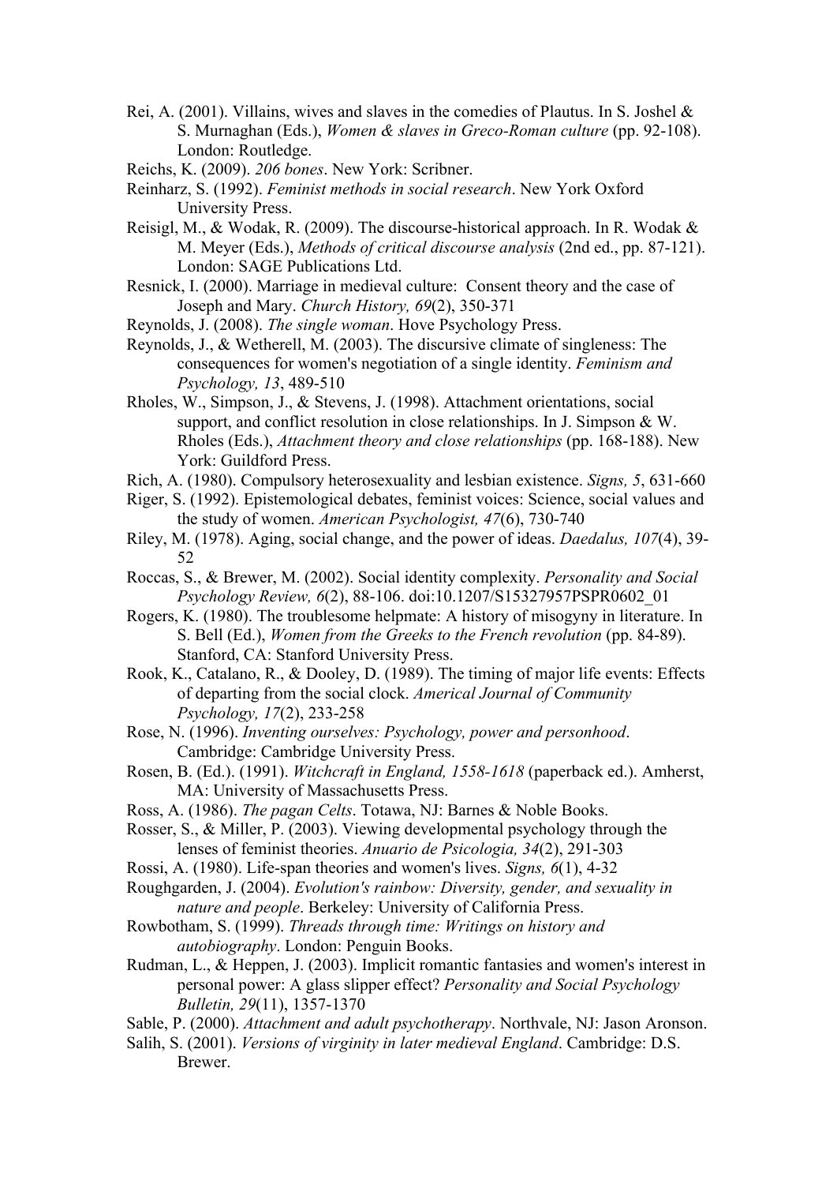Rei, A. (2001). Villains, wives and slaves in the comedies of Plautus. In S. Joshel & S. Murnaghan (Eds.), *Women & slaves in Greco-Roman culture* (pp. 92-108). London: Routledge.

Reichs, K. (2009). *206 bones*. New York: Scribner.

Reinharz, S. (1992). *Feminist methods in social research*. New York Oxford University Press.

Reisigl, M., & Wodak, R. (2009). The discourse-historical approach. In R. Wodak & M. Meyer (Eds.), *Methods of critical discourse analysis* (2nd ed., pp. 87-121). London: SAGE Publications Ltd.

Resnick, I. (2000). Marriage in medieval culture: Consent theory and the case of Joseph and Mary. *Church History, 69*(2), 350-371

Reynolds, J. (2008). *The single woman*. Hove Psychology Press.

Reynolds, J., & Wetherell, M. (2003). The discursive climate of singleness: The consequences for women's negotiation of a single identity. *Feminism and Psychology, 13*, 489-510

Rholes, W., Simpson, J., & Stevens, J. (1998). Attachment orientations, social support, and conflict resolution in close relationships. In J. Simpson & W. Rholes (Eds.), *Attachment theory and close relationships* (pp. 168-188). New York: Guildford Press.

Rich, A. (1980). Compulsory heterosexuality and lesbian existence. *Signs, 5*, 631-660

Riger, S. (1992). Epistemological debates, feminist voices: Science, social values and the study of women. *American Psychologist, 47*(6), 730-740

Riley, M. (1978). Aging, social change, and the power of ideas. *Daedalus, 107*(4), 39-52

Roccas, S., & Brewer, M. (2002). Social identity complexity. *Personality and Social Psychology Review, 6*(2), 88-106. doi:10.1207/S15327957PSPR0602_01

Rogers, K. (1980). The troublesome helpmate: A history of misogyny in literature. In S. Bell (Ed.), *Women from the Greeks to the French revolution* (pp. 84-89). Stanford, CA: Stanford University Press.

Rook, K., Catalano, R., & Dooley, D. (1989). The timing of major life events: Effects of departing from the social clock. *Americal Journal of Community Psychology, 17*(2), 233-258

Rose, N. (1996). *Inventing ourselves: Psychology, power and personhood*. Cambridge: Cambridge University Press.

Rosen, B. (Ed.). (1991). *Witchcraft in England, 1558-1618* (paperback ed.). Amherst, MA: University of Massachusetts Press.

Ross, A. (1986). *The pagan Celts*. Totawa, NJ: Barnes & Noble Books.

Rosser, S., & Miller, P. (2003). Viewing developmental psychology through the lenses of feminist theories. *Anuario de Psicologia, 34*(2), 291-303

Rossi, A. (1980). Life-span theories and women's lives. *Signs, 6*(1), 4-32

Roughgarden, J. (2004). *Evolution's rainbow: Diversity, gender, and sexuality in nature and people*. Berkeley: University of California Press.

Rowbotham, S. (1999). *Threads through time: Writings on history and autobiography*. London: Penguin Books.

Rudman, L., & Heppen, J. (2003). Implicit romantic fantasies and women's interest in personal power: A glass slipper effect? *Personality and Social Psychology Bulletin, 29*(11), 1357-1370

Sable, P. (2000). *Attachment and adult psychotherapy*. Northvale, NJ: Jason Aronson.

Salih, S. (2001). *Versions of virginity in later medieval England*. Cambridge: D.S. Brewer.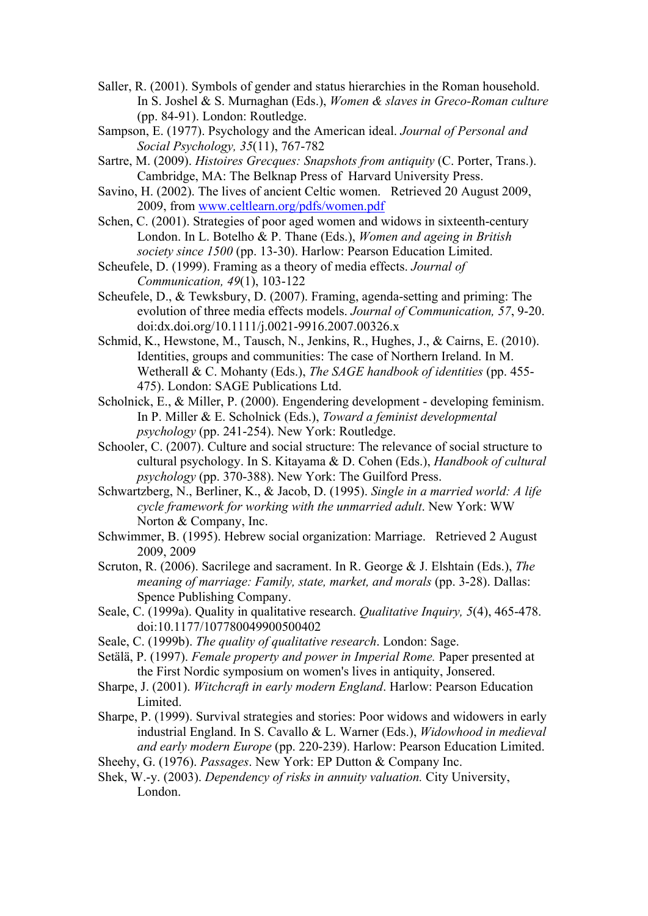Saller, R. (2001). Symbols of gender and status hierarchies in the Roman household. In S. Joshel & S. Murnaghan (Eds.), *Women & slaves in Greco-Roman culture* (pp. 84-91). London: Routledge.

Sampson, E. (1977). Psychology and the American ideal. *Journal of Personal and Social Psychology, 35*(11), 767-782

Sartre, M. (2009). *Histoires Grecques: Snapshots from antiquity* (C. Porter, Trans.). Cambridge, MA: The Belknap Press of Harvard University Press.

Savino, H. (2002). The lives of ancient Celtic women. Retrieved 20 August 2009, 2009, from [www.celtlearn.org/pdfs/women.pdf](www.celtlearn.org/pdfs/women.pdf)

Schen, C. (2001). Strategies of poor aged women and widows in sixteenth-century London. In L. Botelho & P. Thane (Eds.), *Women and ageing in British society since 1500* (pp. 13-30). Harlow: Pearson Education Limited.

Scheufele, D. (1999). Framing as a theory of media effects. *Journal of Communication, 49*(1), 103-122

Scheufele, D., & Tewksbury, D. (2007). Framing, agenda-setting and priming: The evolution of three media effects models. *Journal of Communication, 57*, 9-20. doi:dx.doi.org/10.1111/j.0021-9916.2007.00326.x

Schmid, K., Hewstone, M., Tausch, N., Jenkins, R., Hughes, J., & Cairns, E. (2010). Identities, groups and communities: The case of Northern Ireland. In M. Wetherall & C. Mohanty (Eds.), *The SAGE handbook of identities* (pp. 455-475). London: SAGE Publications Ltd.

Scholnick, E., & Miller, P. (2000). Engendering development - developing feminism. In P. Miller & E. Scholnick (Eds.), *Toward a feminist developmental psychology* (pp. 241-254). New York: Routledge.

Schooler, C. (2007). Culture and social structure: The relevance of social structure to cultural psychology. In S. Kitayama & D. Cohen (Eds.), *Handbook of cultural psychology* (pp. 370-388). New York: The Guilford Press.

Schwartzberg, N., Berliner, K., & Jacob, D. (1995). *Single in a married world: A life cycle framework for working with the unmarried adult*. New York: WW Norton & Company, Inc.

Schwimmer, B. (1995). Hebrew social organization: Marriage. Retrieved 2 August 2009, 2009

Scruton, R. (2006). Sacrilege and sacrament. In R. George & J. Elshtain (Eds.), *The meaning of marriage: Family, state, market, and morals* (pp. 3-28). Dallas: Spence Publishing Company.

Seale, C. (1999a). Quality in qualitative research. *Qualitative Inquiry, 5*(4), 465-478. doi:10.1177/107780049900500402

Seale, C. (1999b). *The quality of qualitative research*. London: Sage.

Setälä, P. (1997). *Female property and power in Imperial Rome.* Paper presented at the First Nordic symposium on women's lives in antiquity, Jonsered.

Sharpe, J. (2001). *Witchcraft in early modern England*. Harlow: Pearson Education Limited.

Sharpe, P. (1999). Survival strategies and stories: Poor widows and widowers in early industrial England. In S. Cavallo & L. Warner (Eds.), *Widowhood in medieval and early modern Europe* (pp. 220-239). Harlow: Pearson Education Limited.

Sheehy, G. (1976). *Passages*. New York: EP Dutton & Company Inc.

Shek, W.-y. (2003). *Dependency of risks in annuity valuation.* City University, London.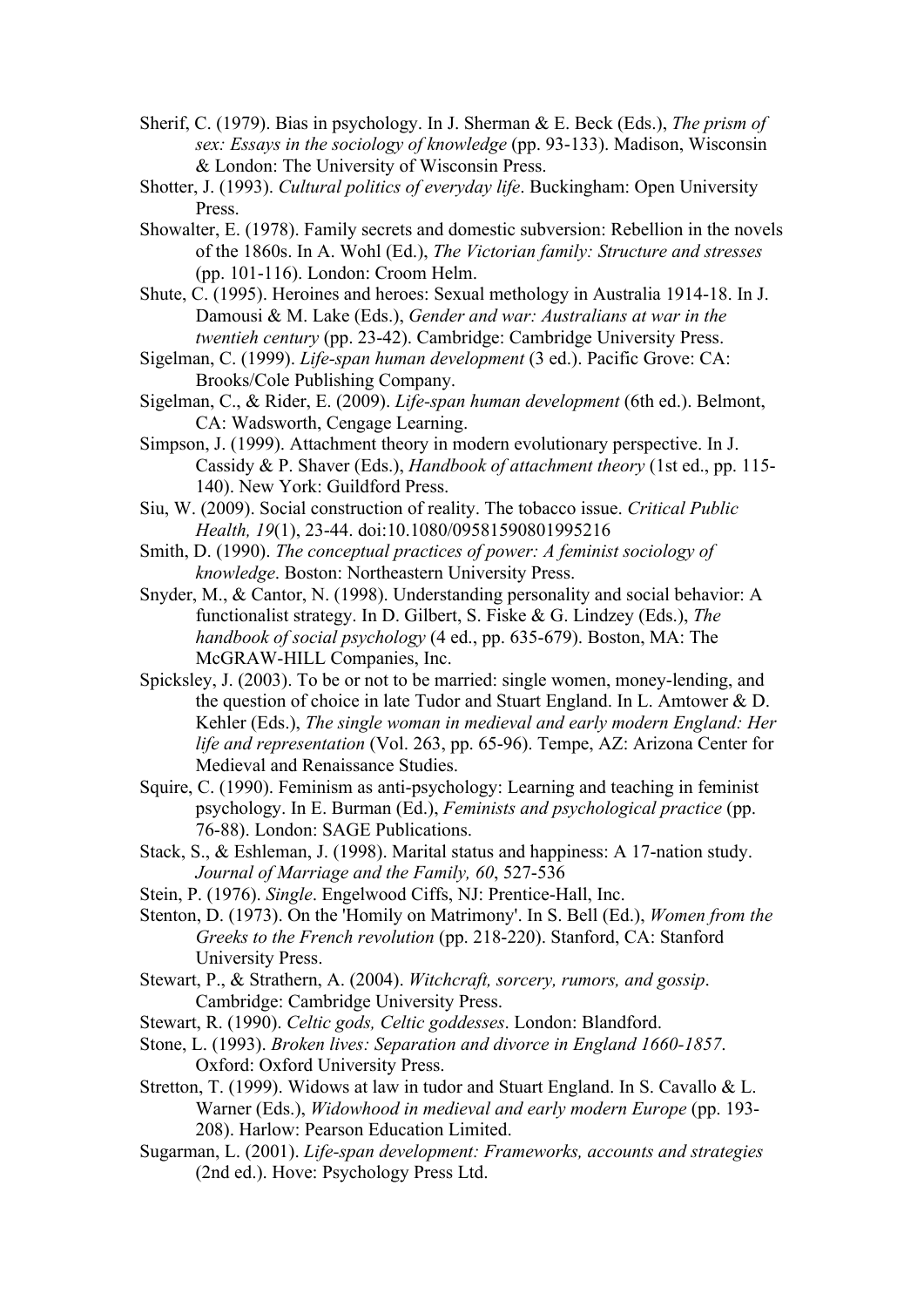Sherif, C. (1979). Bias in psychology. In J. Sherman & E. Beck (Eds.), *The prism of sex: Essays in the sociology of knowledge* (pp. 93-133). Madison, Wisconsin & London: The University of Wisconsin Press.

Shotter, J. (1993). *Cultural politics of everyday life*. Buckingham: Open University Press.

Showalter, E. (1978). Family secrets and domestic subversion: Rebellion in the novels of the 1860s. In A. Wohl (Ed.), *The Victorian family: Structure and stresses* (pp. 101-116). London: Croom Helm.

Shute, C. (1995). Heroines and heroes: Sexual methology in Australia 1914-18. In J. Damousi & M. Lake (Eds.), *Gender and war: Australians at war in the twentieh century* (pp. 23-42). Cambridge: Cambridge University Press.

Sigelman, C. (1999). *Life-span human development* (3 ed.). Pacific Grove: CA: Brooks/Cole Publishing Company.

Sigelman, C., & Rider, E. (2009). *Life-span human development* (6th ed.). Belmont, CA: Wadsworth, Cengage Learning.

Simpson, J. (1999). Attachment theory in modern evolutionary perspective. In J. Cassidy & P. Shaver (Eds.), *Handbook of attachment theory* (1st ed., pp. 115-140). New York: Guildford Press.

Siu, W. (2009). Social construction of reality. The tobacco issue. *Critical Public Health, 19*(1), 23-44. doi:10.1080/09581590801995216

Smith, D. (1990). *The conceptual practices of power: A feminist sociology of knowledge*. Boston: Northeastern University Press.

Snyder, M., & Cantor, N. (1998). Understanding personality and social behavior: A functionalist strategy. In D. Gilbert, S. Fiske & G. Lindzey (Eds.), *The handbook of social psychology* (4 ed., pp. 635-679). Boston, MA: The McGRAW-HILL Companies, Inc.

Spicksley, J. (2003). To be or not to be married: single women, money-lending, and the question of choice in late Tudor and Stuart England. In L. Amtower & D. Kehler (Eds.), *The single woman in medieval and early modern England: Her life and representation* (Vol. 263, pp. 65-96). Tempe, AZ: Arizona Center for Medieval and Renaissance Studies.

Squire, C. (1990). Feminism as anti-psychology: Learning and teaching in feminist psychology. In E. Burman (Ed.), *Feminists and psychological practice* (pp. 76-88). London: SAGE Publications.

Stack, S., & Eshleman, J. (1998). Marital status and happiness: A 17-nation study. *Journal of Marriage and the Family, 60*, 527-536

Stein, P. (1976). *Single*. Engelwood Ciffs, NJ: Prentice-Hall, Inc.

Stenton, D. (1973). On the 'Homily on Matrimony'. In S. Bell (Ed.), *Women from the Greeks to the French revolution* (pp. 218-220). Stanford, CA: Stanford University Press.

Stewart, P., & Strathern, A. (2004). *Witchcraft, sorcery, rumors, and gossip*. Cambridge: Cambridge University Press.

Stewart, R. (1990). *Celtic gods, Celtic goddesses*. London: Blandford.

Stone, L. (1993). *Broken lives: Separation and divorce in England 1660-1857*. Oxford: Oxford University Press.

Stretton, T. (1999). Widows at law in tudor and Stuart England. In S. Cavallo & L. Warner (Eds.), *Widowhood in medieval and early modern Europe* (pp. 193-208). Harlow: Pearson Education Limited.

Sugarman, L. (2001). *Life-span development: Frameworks, accounts and strategies* (2nd ed.). Hove: Psychology Press Ltd.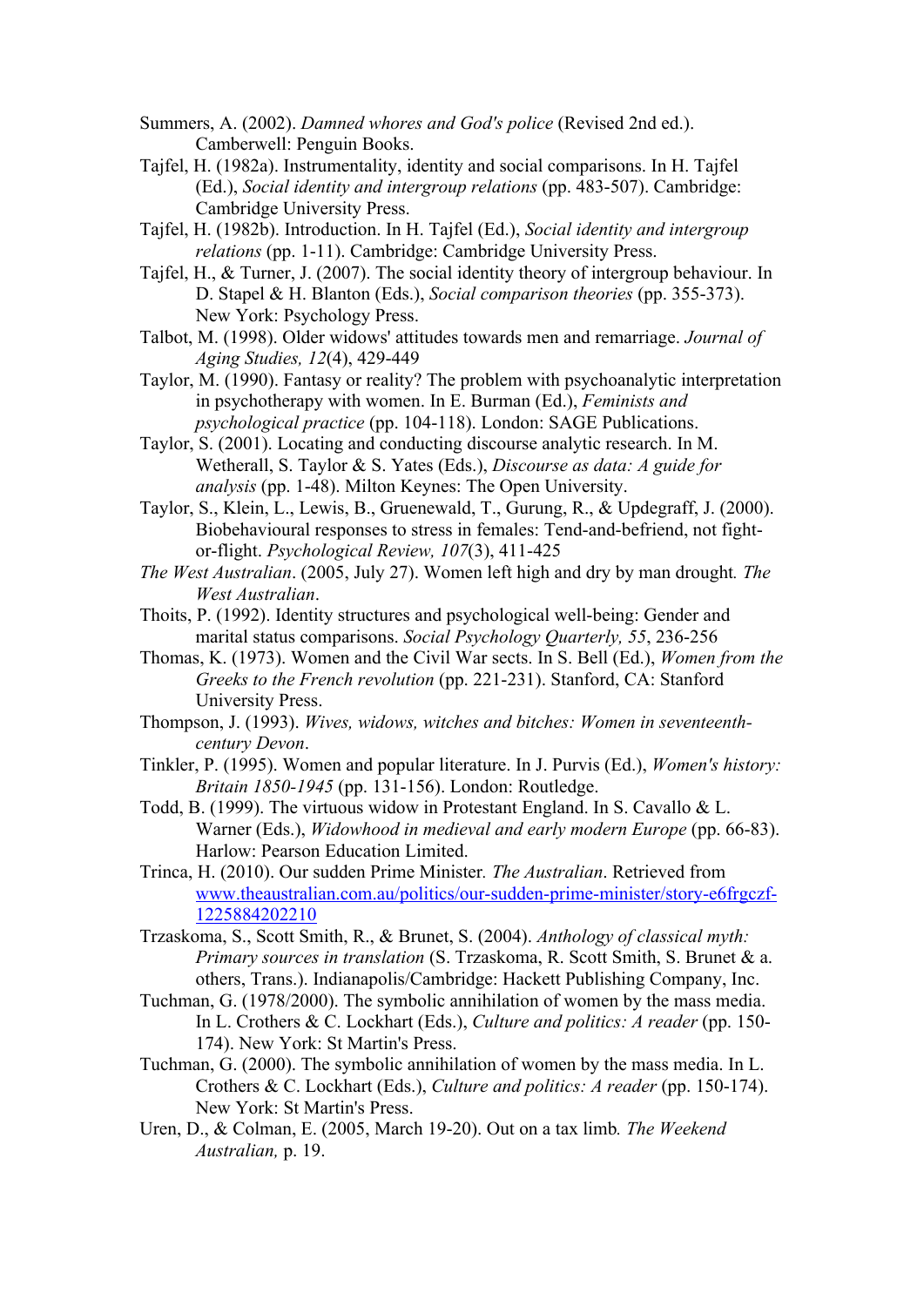Summers, A. (2002). *Damned whores and God's police* (Revised 2nd ed.). Camberwell: Penguin Books.

Tajfel, H. (1982a). Instrumentality, identity and social comparisons. In H. Tajfel (Ed.), *Social identity and intergroup relations* (pp. 483-507). Cambridge: Cambridge University Press.

Tajfel, H. (1982b). Introduction. In H. Tajfel (Ed.), *Social identity and intergroup relations* (pp. 1-11). Cambridge: Cambridge University Press.

Tajfel, H., & Turner, J. (2007). The social identity theory of intergroup behaviour. In D. Stapel & H. Blanton (Eds.), *Social comparison theories* (pp. 355-373). New York: Psychology Press.

Talbot, M. (1998). Older widows' attitudes towards men and remarriage. *Journal of Aging Studies, 12*(4), 429-449

Taylor, M. (1990). Fantasy or reality? The problem with psychoanalytic interpretation in psychotherapy with women. In E. Burman (Ed.), *Feminists and psychological practice* (pp. 104-118). London: SAGE Publications.

Taylor, S. (2001). Locating and conducting discourse analytic research. In M. Wetherall, S. Taylor & S. Yates (Eds.), *Discourse as data: A guide for analysis* (pp. 1-48). Milton Keynes: The Open University.

Taylor, S., Klein, L., Lewis, B., Gruenewald, T., Gurung, R., & Updegraff, J. (2000). Biobehavioural responses to stress in females: Tend-and-befriend, not fight-or-flight. *Psychological Review, 107*(3), 411-425

*The West Australian*. (2005, July 27). Women left high and dry by man drought*. The West Australian*.

Thoits, P. (1992). Identity structures and psychological well-being: Gender and marital status comparisons. *Social Psychology Quarterly, 55*, 236-256

Thomas, K. (1973). Women and the Civil War sects. In S. Bell (Ed.), *Women from the Greeks to the French revolution* (pp. 221-231). Stanford, CA: Stanford University Press.

Thompson, J. (1993). *Wives, widows, witches and bitches: Women in seventeenth-century Devon*.

Tinkler, P. (1995). Women and popular literature. In J. Purvis (Ed.), *Women's history: Britain 1850-1945* (pp. 131-156). London: Routledge.

Todd, B. (1999). The virtuous widow in Protestant England. In S. Cavallo & L. Warner (Eds.), *Widowhood in medieval and early modern Europe* (pp. 66-83). Harlow: Pearson Education Limited.

Trinca, H. (2010). Our sudden Prime Minister*. The Australian*. Retrieved from www.theaustralian.com.au/politics/our-sudden-prime-minister/story-e6frgczf-1225884202210

Trzaskoma, S., Scott Smith, R., & Brunet, S. (2004). *Anthology of classical myth: Primary sources in translation* (S. Trzaskoma, R. Scott Smith, S. Brunet & a. others, Trans.). Indianapolis/Cambridge: Hackett Publishing Company, Inc.

Tuchman, G. (1978/2000). The symbolic annihilation of women by the mass media. In L. Crothers & C. Lockhart (Eds.), *Culture and politics: A reader* (pp. 150-174). New York: St Martin's Press.

Tuchman, G. (2000). The symbolic annihilation of women by the mass media. In L. Crothers & C. Lockhart (Eds.), *Culture and politics: A reader* (pp. 150-174). New York: St Martin's Press.

Uren, D., & Colman, E. (2005, March 19-20). Out on a tax limb*. The Weekend Australian,* p. 19.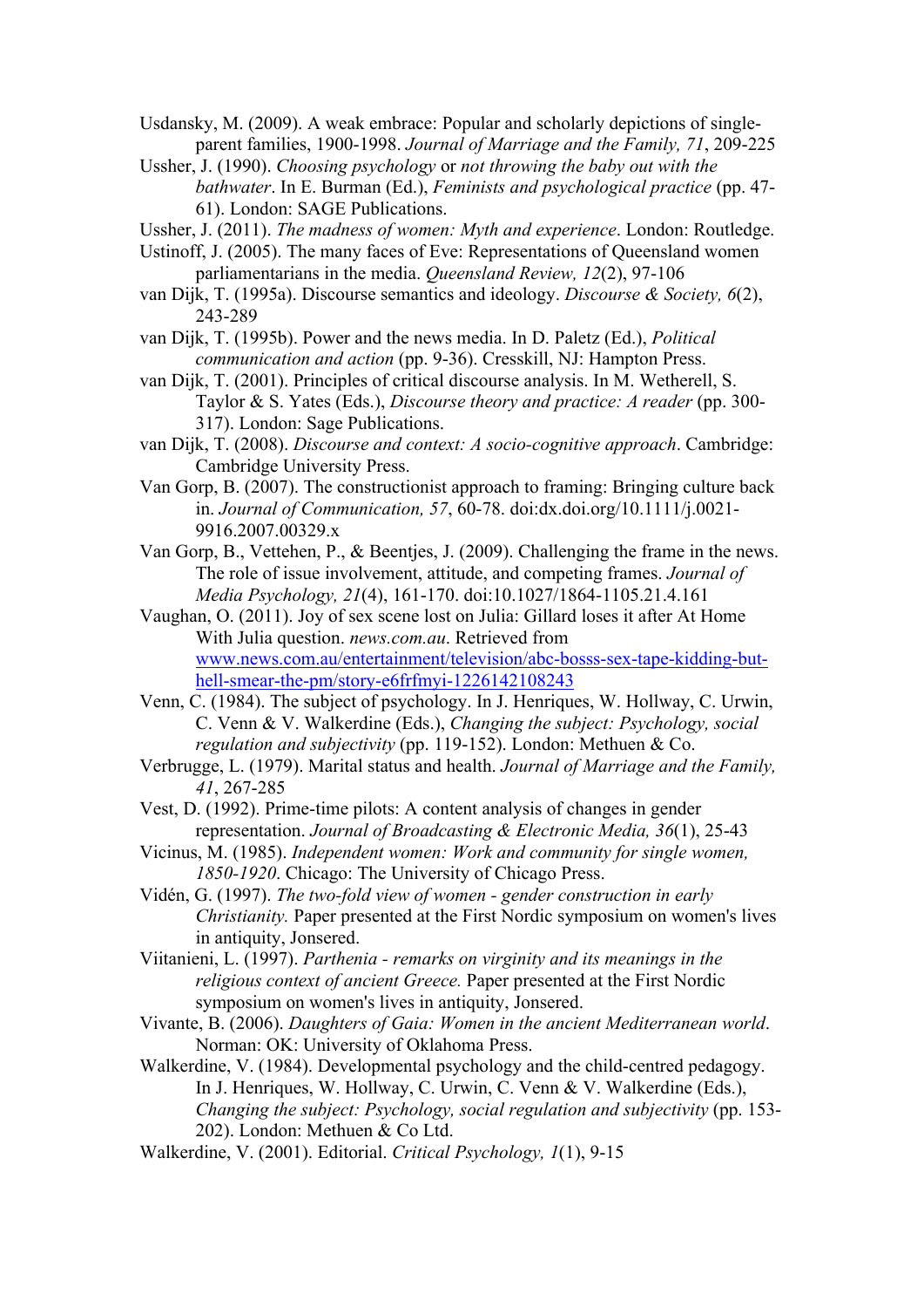Usdansky, M. (2009). A weak embrace: Popular and scholarly depictions of single-parent families, 1900-1998. *Journal of Marriage and the Family, 71*, 209-225

Ussher, J. (1990). *Choosing psychology* or *not throwing the baby out with the bathwater*. In E. Burman (Ed.), *Feminists and psychological practice* (pp. 47-61). London: SAGE Publications.

Ussher, J. (2011). *The madness of women: Myth and experience*. London: Routledge.

Ustinoff, J. (2005). The many faces of Eve: Representations of Queensland women parliamentarians in the media. *Queensland Review, 12*(2), 97-106

van Dijk, T. (1995a). Discourse semantics and ideology. *Discourse & Society, 6*(2), 243-289

van Dijk, T. (1995b). Power and the news media. In D. Paletz (Ed.), *Political communication and action* (pp. 9-36). Cresskill, NJ: Hampton Press.

van Dijk, T. (2001). Principles of critical discourse analysis. In M. Wetherell, S. Taylor & S. Yates (Eds.), *Discourse theory and practice: A reader* (pp. 300-317). London: Sage Publications.

van Dijk, T. (2008). *Discourse and context: A socio-cognitive approach*. Cambridge: Cambridge University Press.

Van Gorp, B. (2007). The constructionist approach to framing: Bringing culture back in. *Journal of Communication, 57*, 60-78. doi:dx.doi.org/10.1111/j.0021-9916.2007.00329.x

Van Gorp, B., Vettehen, P., & Beentjes, J. (2009). Challenging the frame in the news. The role of issue involvement, attitude, and competing frames. *Journal of Media Psychology, 21*(4), 161-170. doi:10.1027/1864-1105.21.4.161

Vaughan, O. (2011). Joy of sex scene lost on Julia: Gillard loses it after At Home With Julia question. *news.com.au*. Retrieved from [www.news.com.au/entertainment/television/abc-bosss-sex-tape-kidding-but-hell-smear-the-pm/story-e6frfmyi-1226142108243](www.news.com.au/entertainment/television/abc-bosss-sex-tape-kidding-but-hell-smear-the-pm/story-e6frfmyi-1226142108243)

Venn, C. (1984). The subject of psychology. In J. Henriques, W. Hollway, C. Urwin, C. Venn & V. Walkerdine (Eds.), *Changing the subject: Psychology, social regulation and subjectivity* (pp. 119-152). London: Methuen & Co.

Verbrugge, L. (1979). Marital status and health. *Journal of Marriage and the Family, 41*, 267-285

Vest, D. (1992). Prime-time pilots: A content analysis of changes in gender representation. *Journal of Broadcasting & Electronic Media, 36*(1), 25-43

Vicinus, M. (1985). *Independent women: Work and community for single women, 1850-1920*. Chicago: The University of Chicago Press.

Vidén, G. (1997). *The two-fold view of women - gender construction in early Christianity.* Paper presented at the First Nordic symposium on women's lives in antiquity, Jonsered.

Viitanieni, L. (1997). *Parthenia - remarks on virginity and its meanings in the religious context of ancient Greece.* Paper presented at the First Nordic symposium on women's lives in antiquity, Jonsered.

Vivante, B. (2006). *Daughters of Gaia: Women in the ancient Mediterranean world*. Norman: OK: University of Oklahoma Press.

Walkerdine, V. (1984). Developmental psychology and the child-centred pedagogy. In J. Henriques, W. Hollway, C. Urwin, C. Venn & V. Walkerdine (Eds.), *Changing the subject: Psychology, social regulation and subjectivity* (pp. 153-202). London: Methuen & Co Ltd.

Walkerdine, V. (2001). Editorial. *Critical Psychology, 1*(1), 9-15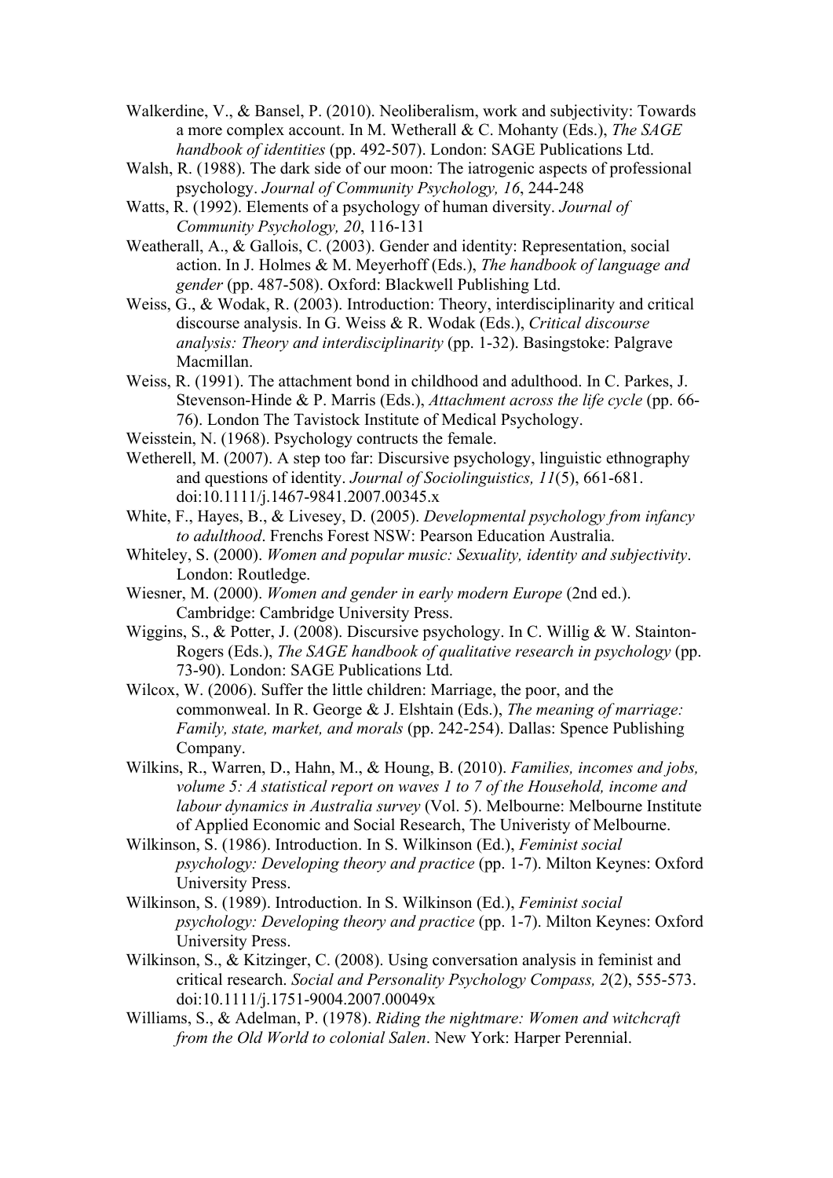Walkerdine, V., & Bansel, P. (2010). Neoliberalism, work and subjectivity: Towards a more complex account. In M. Wetherall & C. Mohanty (Eds.), *The SAGE handbook of identities* (pp. 492-507). London: SAGE Publications Ltd.

Walsh, R. (1988). The dark side of our moon: The iatrogenic aspects of professional psychology. *Journal of Community Psychology, 16*, 244-248

Watts, R. (1992). Elements of a psychology of human diversity. *Journal of Community Psychology, 20*, 116-131

Weatherall, A., & Gallois, C. (2003). Gender and identity: Representation, social action. In J. Holmes & M. Meyerhoff (Eds.), *The handbook of language and gender* (pp. 487-508). Oxford: Blackwell Publishing Ltd.

Weiss, G., & Wodak, R. (2003). Introduction: Theory, interdisciplinarity and critical discourse analysis. In G. Weiss & R. Wodak (Eds.), *Critical discourse analysis: Theory and interdisciplinarity* (pp. 1-32). Basingstoke: Palgrave Macmillan.

Weiss, R. (1991). The attachment bond in childhood and adulthood. In C. Parkes, J. Stevenson-Hinde & P. Marris (Eds.), *Attachment across the life cycle* (pp. 66-76). London The Tavistock Institute of Medical Psychology.

Weisstein, N. (1968). Psychology contructs the female.

Wetherell, M. (2007). A step too far: Discursive psychology, linguistic ethnography and questions of identity. *Journal of Sociolinguistics, 11*(5), 661-681. doi:10.1111/j.1467-9841.2007.00345.x

White, F., Hayes, B., & Livesey, D. (2005). *Developmental psychology from infancy to adulthood*. Frenchs Forest NSW: Pearson Education Australia.

Whiteley, S. (2000). *Women and popular music: Sexuality, identity and subjectivity*. London: Routledge.

Wiesner, M. (2000). *Women and gender in early modern Europe* (2nd ed.). Cambridge: Cambridge University Press.

Wiggins, S., & Potter, J. (2008). Discursive psychology. In C. Willig & W. Stainton-Rogers (Eds.), *The SAGE handbook of qualitative research in psychology* (pp. 73-90). London: SAGE Publications Ltd.

Wilcox, W. (2006). Suffer the little children: Marriage, the poor, and the commonweal. In R. George & J. Elshtain (Eds.), *The meaning of marriage: Family, state, market, and morals* (pp. 242-254). Dallas: Spence Publishing Company.

Wilkins, R., Warren, D., Hahn, M., & Houng, B. (2010). *Families, incomes and jobs, volume 5: A statistical report on waves 1 to 7 of the Household, income and labour dynamics in Australia survey* (Vol. 5). Melbourne: Melbourne Institute of Applied Economic and Social Research, The Univeristy of Melbourne.

Wilkinson, S. (1986). Introduction. In S. Wilkinson (Ed.), *Feminist social psychology: Developing theory and practice* (pp. 1-7). Milton Keynes: Oxford University Press.

Wilkinson, S. (1989). Introduction. In S. Wilkinson (Ed.), *Feminist social psychology: Developing theory and practice* (pp. 1-7). Milton Keynes: Oxford University Press.

Wilkinson, S., & Kitzinger, C. (2008). Using conversation analysis in feminist and critical research. *Social and Personality Psychology Compass, 2*(2), 555-573. doi:10.1111/j.1751-9004.2007.00049x

Williams, S., & Adelman, P. (1978). *Riding the nightmare: Women and witchcraft from the Old World to colonial Salen*. New York: Harper Perennial.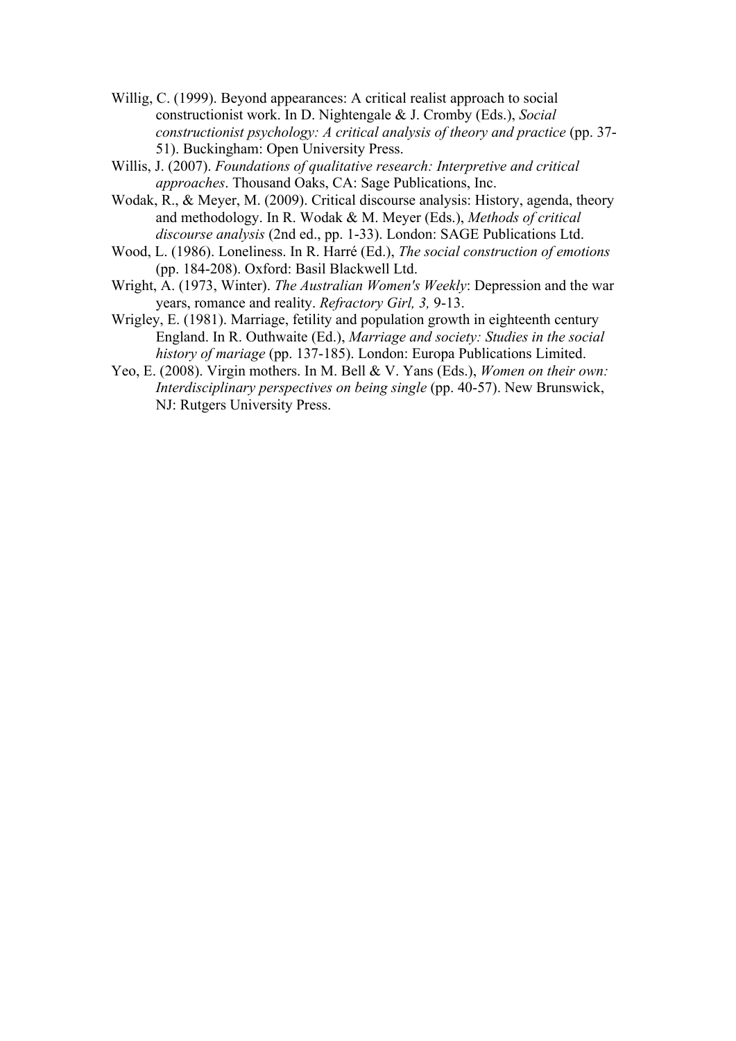Willig, C. (1999). Beyond appearances: A critical realist approach to social constructionist work. In D. Nightengale & J. Cromby (Eds.), *Social constructionist psychology: A critical analysis of theory and practice* (pp. 37-51). Buckingham: Open University Press.

Willis, J. (2007). *Foundations of qualitative research: Interpretive and critical approaches*. Thousand Oaks, CA: Sage Publications, Inc.

Wodak, R., & Meyer, M. (2009). Critical discourse analysis: History, agenda, theory and methodology. In R. Wodak & M. Meyer (Eds.), *Methods of critical discourse analysis* (2nd ed., pp. 1-33). London: SAGE Publications Ltd.

Wood, L. (1986). Loneliness. In R. Harré (Ed.), *The social construction of emotions* (pp. 184-208). Oxford: Basil Blackwell Ltd.

Wright, A. (1973, Winter). *The Australian Women's Weekly*: Depression and the war years, romance and reality. *Refractory Girl, 3,* 9-13.

Wrigley, E. (1981). Marriage, fetility and population growth in eighteenth century England. In R. Outhwaite (Ed.), *Marriage and society: Studies in the social history of mariage* (pp. 137-185). London: Europa Publications Limited.

Yeo, E. (2008). Virgin mothers. In M. Bell & V. Yans (Eds.), *Women on their own: Interdisciplinary perspectives on being single* (pp. 40-57). New Brunswick, NJ: Rutgers University Press.